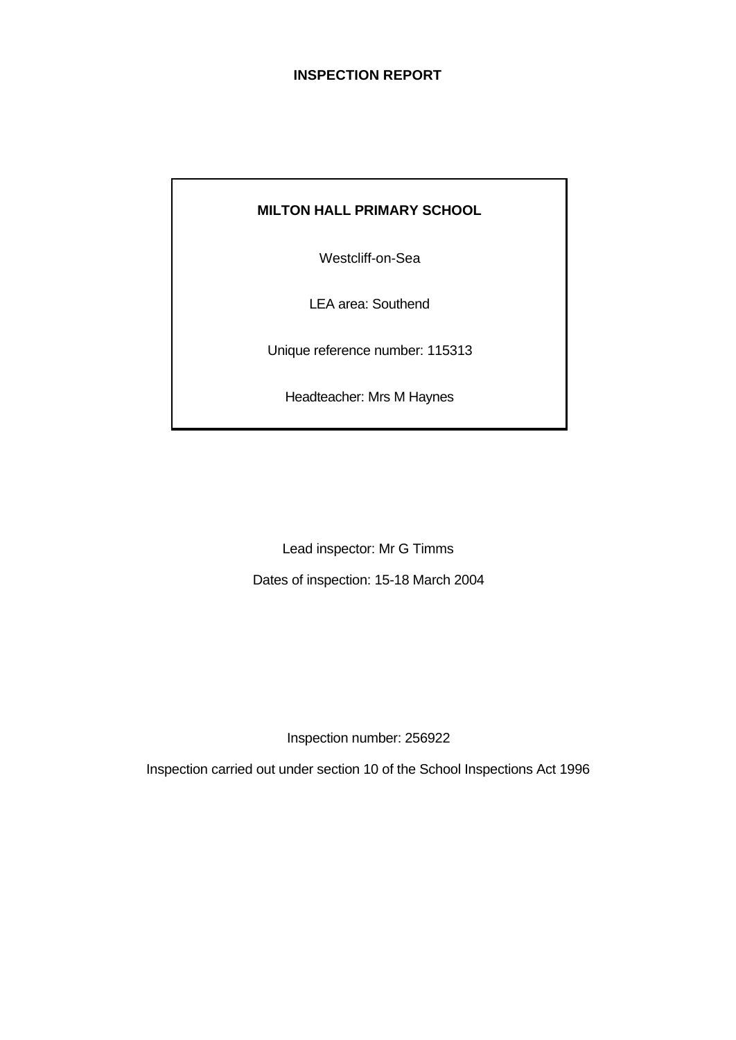# INSPECTION REPORT

**MILTON HALL PRIMARY SCHOOL**

Westcliff-on-Sea

LEA area: Southend

Unique reference number: 115313

Headteacher: Mrs M Haynes

Lead inspector: Mr G Timms

Dates of inspection: 15-18 March 2004

Inspection number: 256922

Inspection carried out under section 10 of the School Inspections Act 1996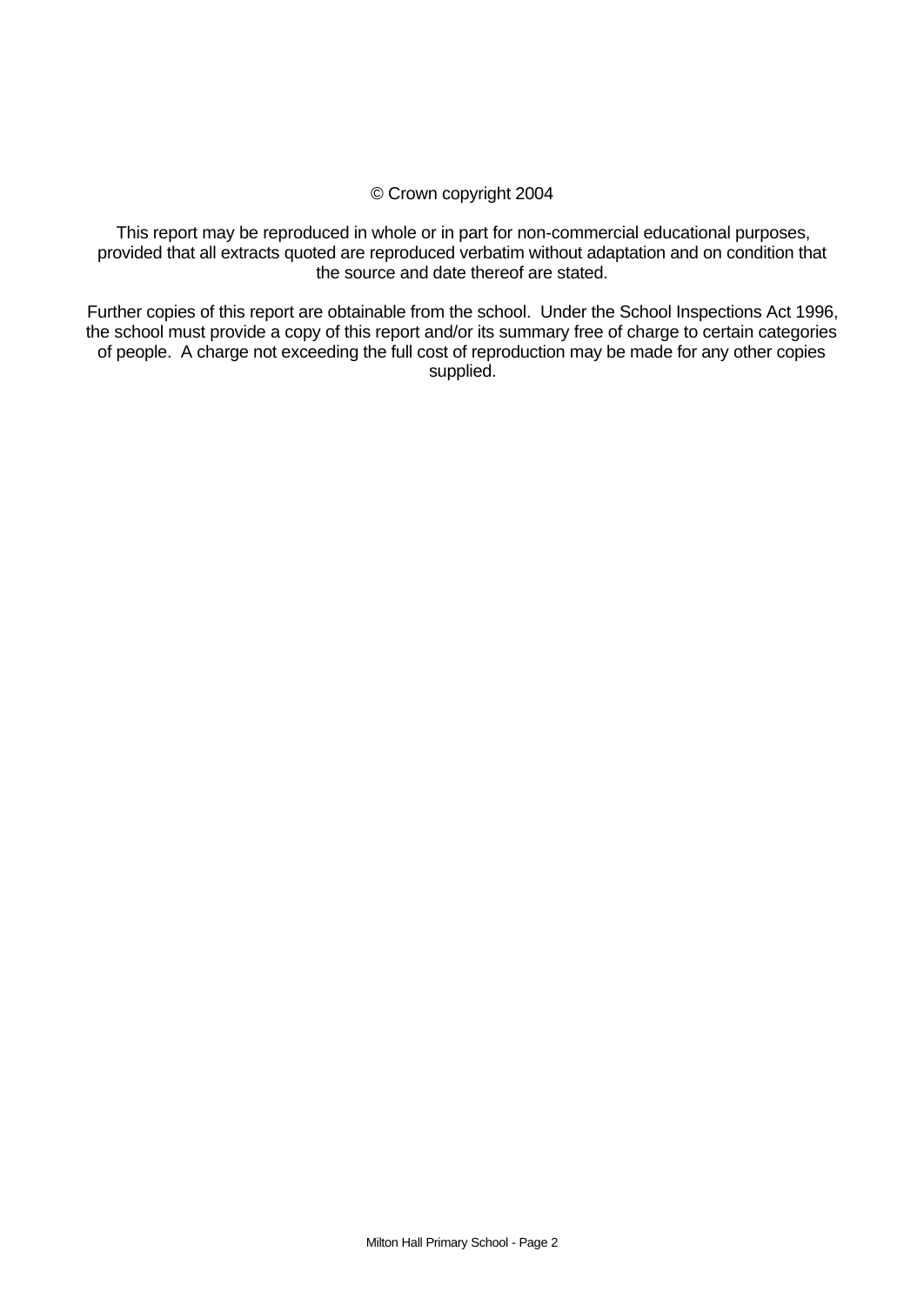© Crown copyright 2004

This report may be reproduced in whole or in part for non-commercial educational purposes, provided that all extracts quoted are reproduced verbatim without adaptation and on condition that the source and date thereof are stated.

Further copies of this report are obtainable from the school. Under the School Inspections Act 1996, the school must provide a copy of this report and/or its summary free of charge to certain categories of people. A charge not exceeding the full cost of reproduction may be made for any other copies supplied.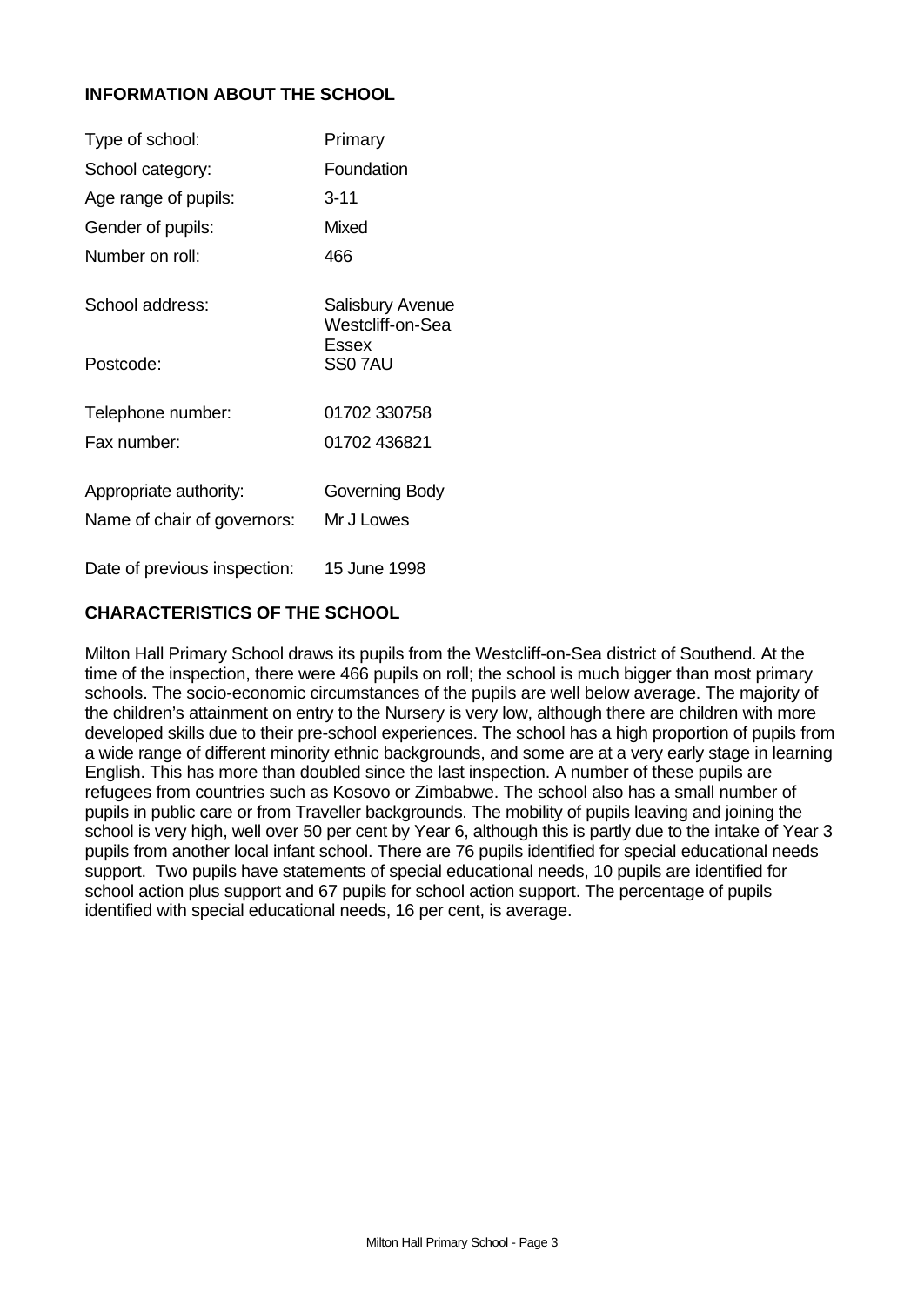## INFORMATION ABOUT THE SCHOOL

| | |
|---|---|
| Type of school: | Primary |
| School category: | Foundation |
| Age range of pupils: | 3-11 |
| Gender of pupils: | Mixed |
| Number on roll: | 466 |
| School address: | Salisbury Avenue Westcliff-on-Sea Essex |
| Postcode: | SS0 7AU |
| Telephone number: | 01702 330758 |
| Fax number: | 01702 436821 |
| Appropriate authority: | Governing Body |
| Name of chair of governors: | Mr J Lowes |
| Date of previous inspection: | 15 June 1998 |

## CHARACTERISTICS OF THE SCHOOL

Milton Hall Primary School draws its pupils from the Westcliff-on-Sea district of Southend. At the time of the inspection, there were 466 pupils on roll; the school is much bigger than most primary schools. The socio-economic circumstances of the pupils are well below average. The majority of the children's attainment on entry to the Nursery is very low, although there are children with more developed skills due to their pre-school experiences. The school has a high proportion of pupils from a wide range of different minority ethnic backgrounds, and some are at a very early stage in learning English. This has more than doubled since the last inspection. A number of these pupils are refugees from countries such as Kosovo or Zimbabwe. The school also has a small number of pupils in public care or from Traveller backgrounds. The mobility of pupils leaving and joining the school is very high, well over 50 per cent by Year 6, although this is partly due to the intake of Year 3 pupils from another local infant school. There are 76 pupils identified for special educational needs support. Two pupils have statements of special educational needs, 10 pupils are identified for school action plus support and 67 pupils for school action support. The percentage of pupils identified with special educational needs, 16 per cent, is average.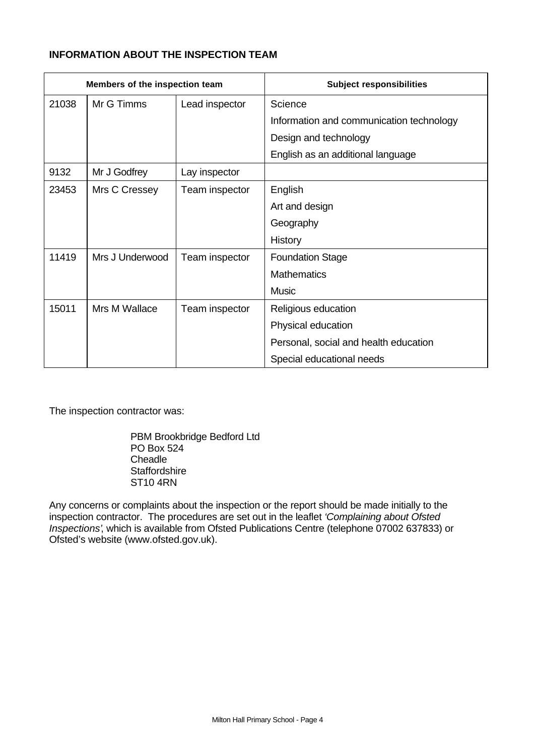**INFORMATION ABOUT THE INSPECTION TEAM**

| Members of the inspection team | | | Subject responsibilities |
|---|---|---|---|
| 21038 | Mr G Timms | Lead inspector | Science |
| | | | Information and communication technology |
| | | | Design and technology |
| | | | English as an additional language |
| 9132 | Mr J Godfrey | Lay inspector | |
| 23453 | Mrs C Cressey | Team inspector | English |
| | | | Art and design |
| | | | Geography |
| | | | History |
| 11419 | Mrs J Underwood | Team inspector | Foundation Stage |
| | | | Mathematics |
| | | | Music |
| 15011 | Mrs M Wallace | Team inspector | Religious education |
| | | | Physical education |
| | | | Personal, social and health education |
| | | | Special educational needs |

The inspection contractor was:

PBM Brookbridge Bedford Ltd
PO Box 524
Cheadle
Staffordshire
ST10 4RN

Any concerns or complaints about the inspection or the report should be made initially to the inspection contractor. The procedures are set out in the leaflet *'Complaining about Ofsted Inspections'*, which is available from Ofsted Publications Centre (telephone 07002 637833) or Ofsted's website (www.ofsted.gov.uk).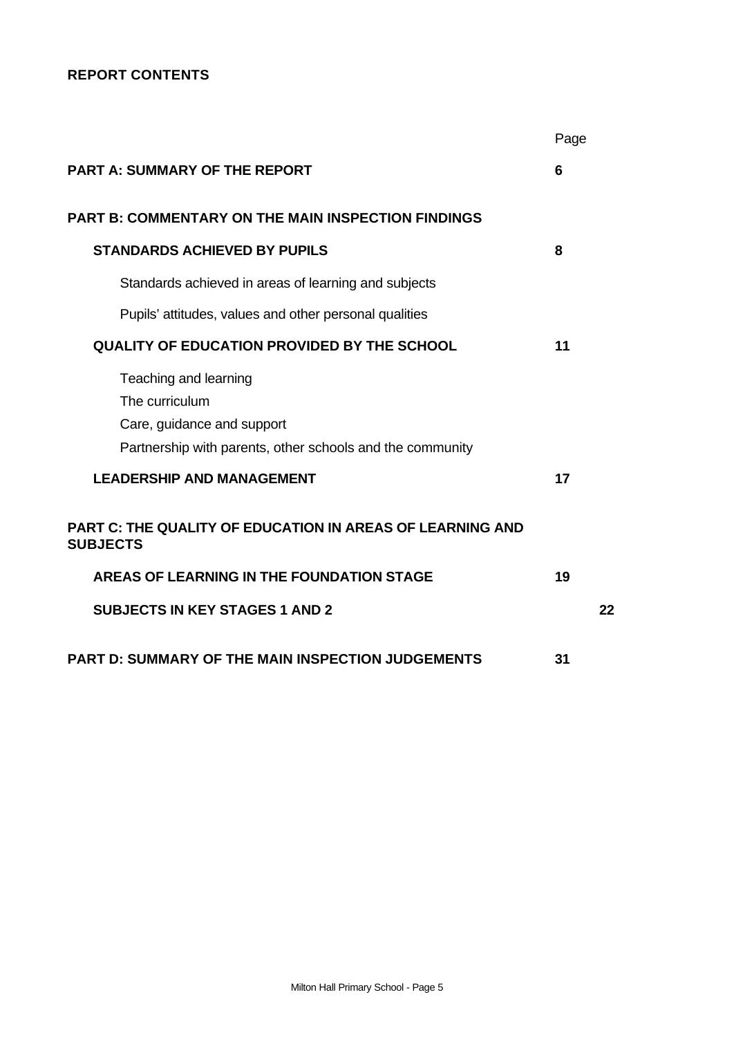**REPORT CONTENTS**

| | Page |
|---|---|
| **PART A: SUMMARY OF THE REPORT** | **6** |
| **PART B: COMMENTARY ON THE MAIN INSPECTION FINDINGS** | |
| **STANDARDS ACHIEVED BY PUPILS** | **8** |
| Standards achieved in areas of learning and subjects | |
| Pupils' attitudes, values and other personal qualities | |
| **QUALITY OF EDUCATION PROVIDED BY THE SCHOOL** | **11** |
| Teaching and learning | |
| The curriculum | |
| Care, guidance and support | |
| Partnership with parents, other schools and the community | |
| **LEADERSHIP AND MANAGEMENT** | **17** |
| **PART C: THE QUALITY OF EDUCATION IN AREAS OF LEARNING AND SUBJECTS** | |
| **AREAS OF LEARNING IN THE FOUNDATION STAGE** | **19** |
| **SUBJECTS IN KEY STAGES 1 AND 2** | **22** |
| **PART D: SUMMARY OF THE MAIN INSPECTION JUDGEMENTS** | **31** |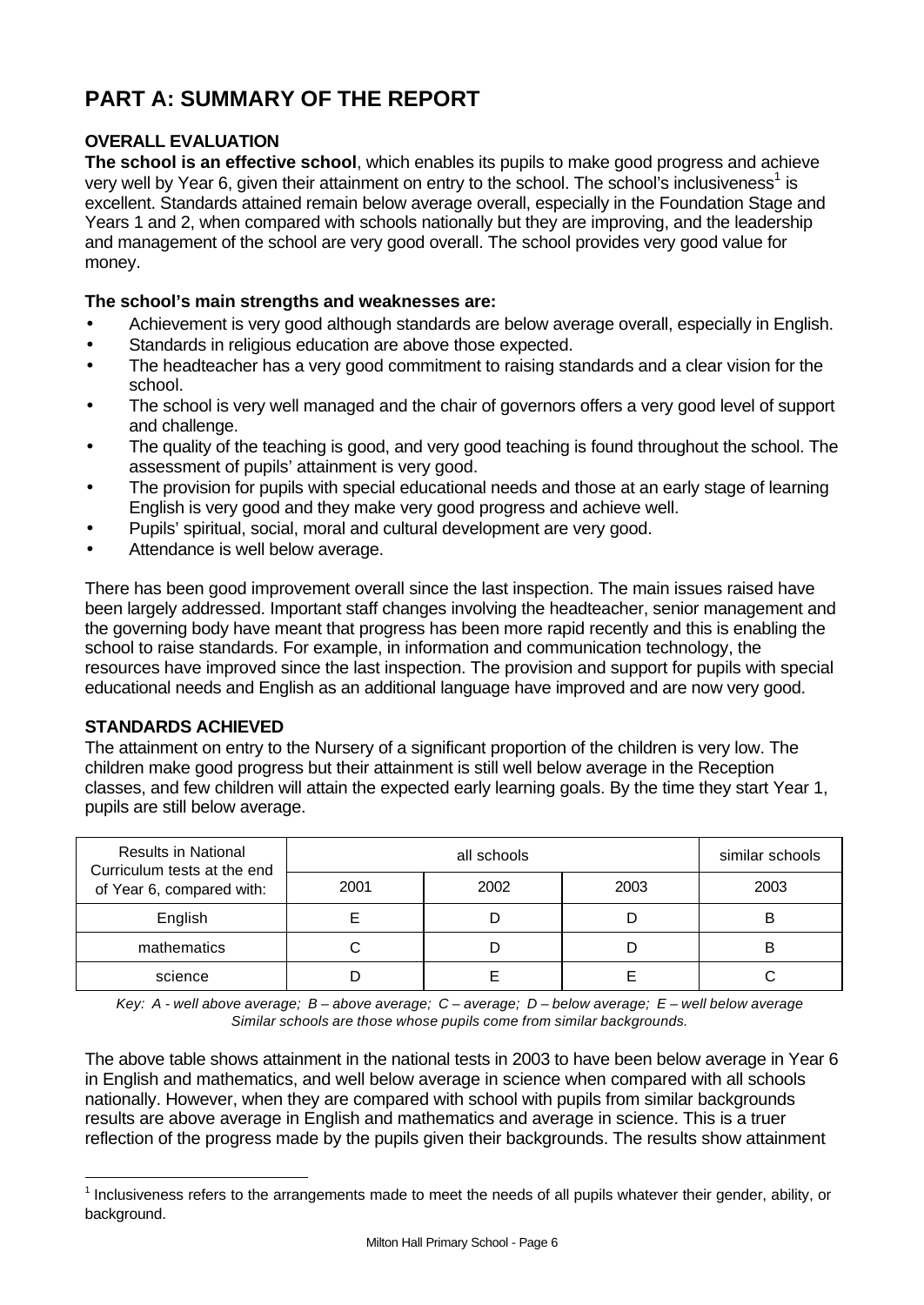# PART A: SUMMARY OF THE REPORT

**OVERALL EVALUATION**

**The school is an effective school**, which enables its pupils to make good progress and achieve very well by Year 6, given their attainment on entry to the school. The school's inclusiveness[1] is excellent. Standards attained remain below average overall, especially in the Foundation Stage and Years 1 and 2, when compared with schools nationally but they are improving, and the leadership and management of the school are very good overall. The school provides very good value for money.

**The school's main strengths and weaknesses are:**

- Achievement is very good although standards are below average overall, especially in English.
- Standards in religious education are above those expected.
- The headteacher has a very good commitment to raising standards and a clear vision for the school.
- The school is very well managed and the chair of governors offers a very good level of support and challenge.
- The quality of the teaching is good, and very good teaching is found throughout the school. The assessment of pupils' attainment is very good.
- The provision for pupils with special educational needs and those at an early stage of learning English is very good and they make very good progress and achieve well.
- Pupils' spiritual, social, moral and cultural development are very good.
- Attendance is well below average.

There has been good improvement overall since the last inspection. The main issues raised have been largely addressed. Important staff changes involving the headteacher, senior management and the governing body have meant that progress has been more rapid recently and this is enabling the school to raise standards. For example, in information and communication technology, the resources have improved since the last inspection. The provision and support for pupils with special educational needs and English as an additional language have improved and are now very good.

**STANDARDS ACHIEVED**

The attainment on entry to the Nursery of a significant proportion of the children is very low. The children make good progress but their attainment is still well below average in the Reception classes, and few children will attain the expected early learning goals. By the time they start Year 1, pupils are still below average.

| Results in National Curriculum tests at the end of Year 6, compared with: | all schools | | | similar schools |
|---|---|---|---|---|
| | 2001 | 2002 | 2003 | 2003 |
| English | E | D | D | B |
| mathematics | C | D | D | B |
| science | D | E | E | C |

*Key: A - well above average; B – above average; C – average; D – below average; E – well below average*
*Similar schools are those whose pupils come from similar backgrounds.*

The above table shows attainment in the national tests in 2003 to have been below average in Year 6 in English and mathematics, and well below average in science when compared with all schools nationally. However, when they are compared with school with pupils from similar backgrounds results are above average in English and mathematics and average in science. This is a truer reflection of the progress made by the pupils given their backgrounds. The results show attainment

[1] Inclusiveness refers to the arrangements made to meet the needs of all pupils whatever their gender, ability, or background.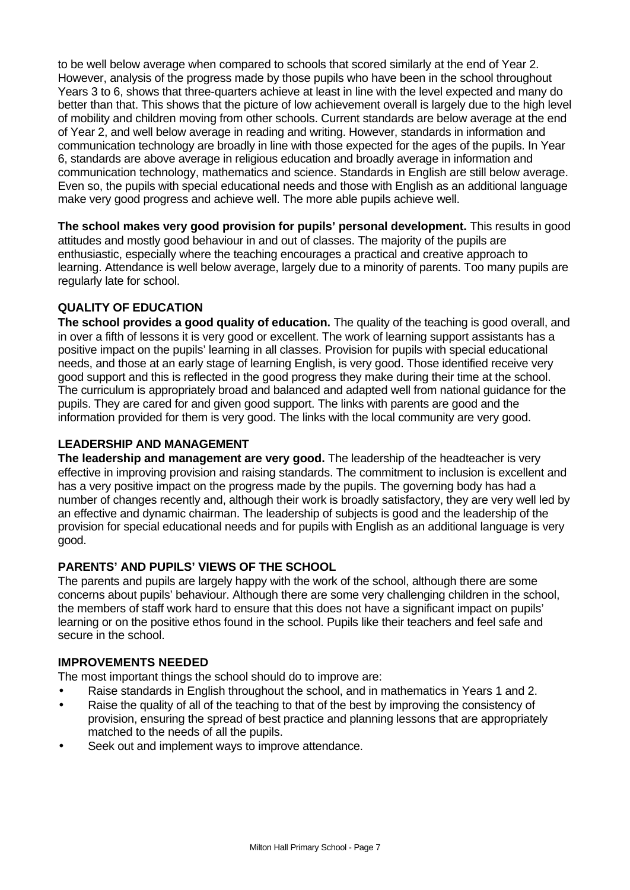to be well below average when compared to schools that scored similarly at the end of Year 2. However, analysis of the progress made by those pupils who have been in the school throughout Years 3 to 6, shows that three-quarters achieve at least in line with the level expected and many do better than that. This shows that the picture of low achievement overall is largely due to the high level of mobility and children moving from other schools. Current standards are below average at the end of Year 2, and well below average in reading and writing. However, standards in information and communication technology are broadly in line with those expected for the ages of the pupils. In Year 6, standards are above average in religious education and broadly average in information and communication technology, mathematics and science. Standards in English are still below average. Even so, the pupils with special educational needs and those with English as an additional language make very good progress and achieve well. The more able pupils achieve well.

**The school makes very good provision for pupils' personal development.** This results in good attitudes and mostly good behaviour in and out of classes. The majority of the pupils are enthusiastic, especially where the teaching encourages a practical and creative approach to learning. Attendance is well below average, largely due to a minority of parents. Too many pupils are regularly late for school.

### QUALITY OF EDUCATION

**The school provides a good quality of education.** The quality of the teaching is good overall, and in over a fifth of lessons it is very good or excellent. The work of learning support assistants has a positive impact on the pupils' learning in all classes. Provision for pupils with special educational needs, and those at an early stage of learning English, is very good. Those identified receive very good support and this is reflected in the good progress they make during their time at the school. The curriculum is appropriately broad and balanced and adapted well from national guidance for the pupils. They are cared for and given good support. The links with parents are good and the information provided for them is very good. The links with the local community are very good.

### LEADERSHIP AND MANAGEMENT

**The leadership and management are very good.** The leadership of the headteacher is very effective in improving provision and raising standards. The commitment to inclusion is excellent and has a very positive impact on the progress made by the pupils. The governing body has had a number of changes recently and, although their work is broadly satisfactory, they are very well led by an effective and dynamic chairman. The leadership of subjects is good and the leadership of the provision for special educational needs and for pupils with English as an additional language is very good.

### PARENTS' AND PUPILS' VIEWS OF THE SCHOOL

The parents and pupils are largely happy with the work of the school, although there are some concerns about pupils' behaviour. Although there are some very challenging children in the school, the members of staff work hard to ensure that this does not have a significant impact on pupils' learning or on the positive ethos found in the school. Pupils like their teachers and feel safe and secure in the school.

### IMPROVEMENTS NEEDED

The most important things the school should do to improve are:

- Raise standards in English throughout the school, and in mathematics in Years 1 and 2.
- Raise the quality of all of the teaching to that of the best by improving the consistency of provision, ensuring the spread of best practice and planning lessons that are appropriately matched to the needs of all the pupils.
- Seek out and implement ways to improve attendance.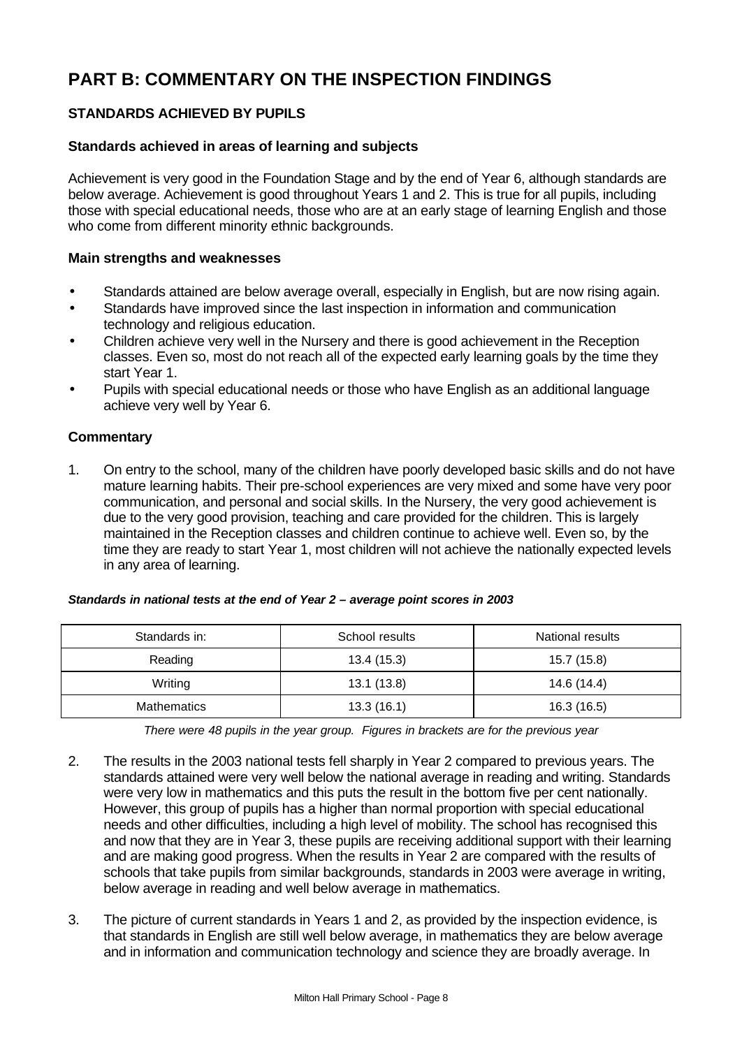# PART B: COMMENTARY ON THE INSPECTION FINDINGS

## STANDARDS ACHIEVED BY PUPILS

### Standards achieved in areas of learning and subjects

Achievement is very good in the Foundation Stage and by the end of Year 6, although standards are below average. Achievement is good throughout Years 1 and 2. This is true for all pupils, including those with special educational needs, those who are at an early stage of learning English and those who come from different minority ethnic backgrounds.

### Main strengths and weaknesses

- Standards attained are below average overall, especially in English, but are now rising again.
- Standards have improved since the last inspection in information and communication technology and religious education.
- Children achieve very well in the Nursery and there is good achievement in the Reception classes. Even so, most do not reach all of the expected early learning goals by the time they start Year 1.
- Pupils with special educational needs or those who have English as an additional language achieve very well by Year 6.

### Commentary

1. On entry to the school, many of the children have poorly developed basic skills and do not have mature learning habits. Their pre-school experiences are very mixed and some have very poor communication, and personal and social skills. In the Nursery, the very good achievement is due to the very good provision, teaching and care provided for the children. This is largely maintained in the Reception classes and children continue to achieve well. Even so, by the time they are ready to start Year 1, most children will not achieve the nationally expected levels in any area of learning.

***Standards in national tests at the end of Year 2 – average point scores in 2003***

| Standards in: | School results | National results |
|---|---|---|
| Reading | 13.4 (15.3) | 15.7 (15.8) |
| Writing | 13.1 (13.8) | 14.6 (14.4) |
| Mathematics | 13.3 (16.1) | 16.3 (16.5) |

*There were 48 pupils in the year group. Figures in brackets are for the previous year*

2. The results in the 2003 national tests fell sharply in Year 2 compared to previous years. The standards attained were very well below the national average in reading and writing. Standards were very low in mathematics and this puts the result in the bottom five per cent nationally. However, this group of pupils has a higher than normal proportion with special educational needs and other difficulties, including a high level of mobility. The school has recognised this and now that they are in Year 3, these pupils are receiving additional support with their learning and are making good progress. When the results in Year 2 are compared with the results of schools that take pupils from similar backgrounds, standards in 2003 were average in writing, below average in reading and well below average in mathematics.

3. The picture of current standards in Years 1 and 2, as provided by the inspection evidence, is that standards in English are still well below average, in mathematics they are below average and in information and communication technology and science they are broadly average. In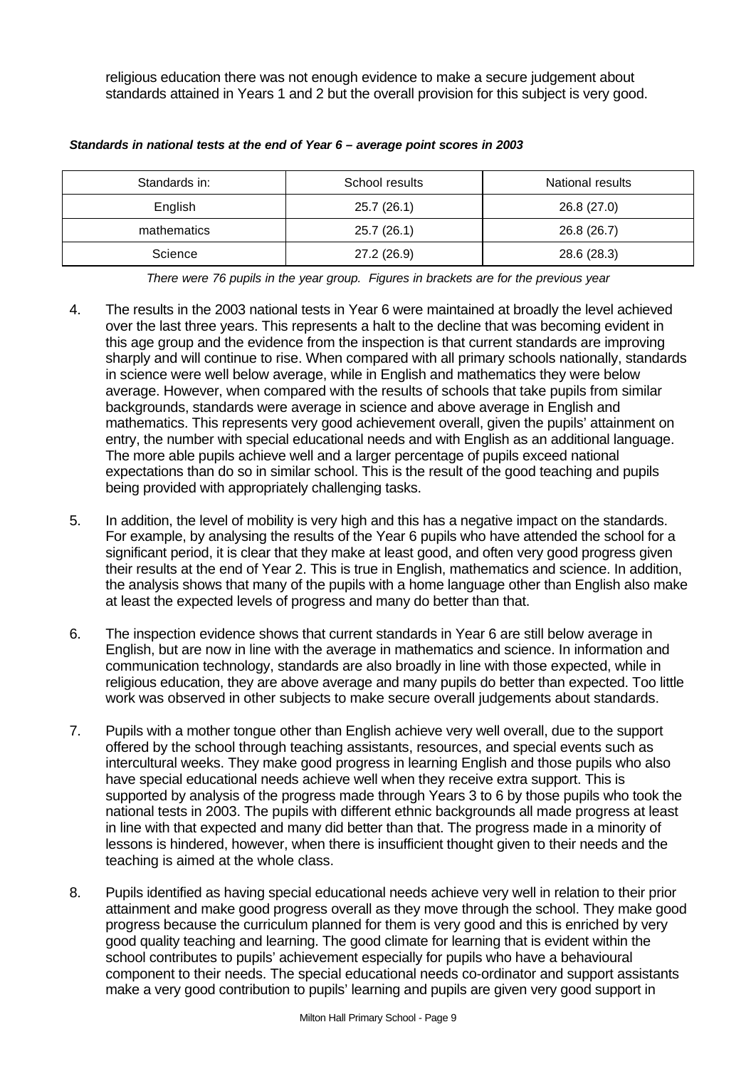religious education there was not enough evidence to make a secure judgement about standards attained in Years 1 and 2 but the overall provision for this subject is very good.

***Standards in national tests at the end of Year 6 – average point scores in 2003***

| Standards in: | School results | National results |
|---|---|---|
| English | 25.7 (26.1) | 26.8 (27.0) |
| mathematics | 25.7 (26.1) | 26.8 (26.7) |
| Science | 27.2 (26.9) | 28.6 (28.3) |

*There were 76 pupils in the year group. Figures in brackets are for the previous year*

4. The results in the 2003 national tests in Year 6 were maintained at broadly the level achieved over the last three years. This represents a halt to the decline that was becoming evident in this age group and the evidence from the inspection is that current standards are improving sharply and will continue to rise. When compared with all primary schools nationally, standards in science were well below average, while in English and mathematics they were below average. However, when compared with the results of schools that take pupils from similar backgrounds, standards were average in science and above average in English and mathematics. This represents very good achievement overall, given the pupils' attainment on entry, the number with special educational needs and with English as an additional language. The more able pupils achieve well and a larger percentage of pupils exceed national expectations than do so in similar school. This is the result of the good teaching and pupils being provided with appropriately challenging tasks.

5. In addition, the level of mobility is very high and this has a negative impact on the standards. For example, by analysing the results of the Year 6 pupils who have attended the school for a significant period, it is clear that they make at least good, and often very good progress given their results at the end of Year 2. This is true in English, mathematics and science. In addition, the analysis shows that many of the pupils with a home language other than English also make at least the expected levels of progress and many do better than that.

6. The inspection evidence shows that current standards in Year 6 are still below average in English, but are now in line with the average in mathematics and science. In information and communication technology, standards are also broadly in line with those expected, while in religious education, they are above average and many pupils do better than expected. Too little work was observed in other subjects to make secure overall judgements about standards.

7. Pupils with a mother tongue other than English achieve very well overall, due to the support offered by the school through teaching assistants, resources, and special events such as intercultural weeks. They make good progress in learning English and those pupils who also have special educational needs achieve well when they receive extra support. This is supported by analysis of the progress made through Years 3 to 6 by those pupils who took the national tests in 2003. The pupils with different ethnic backgrounds all made progress at least in line with that expected and many did better than that. The progress made in a minority of lessons is hindered, however, when there is insufficient thought given to their needs and the teaching is aimed at the whole class.

8. Pupils identified as having special educational needs achieve very well in relation to their prior attainment and make good progress overall as they move through the school. They make good progress because the curriculum planned for them is very good and this is enriched by very good quality teaching and learning. The good climate for learning that is evident within the school contributes to pupils' achievement especially for pupils who have a behavioural component to their needs. The special educational needs co-ordinator and support assistants make a very good contribution to pupils' learning and pupils are given very good support in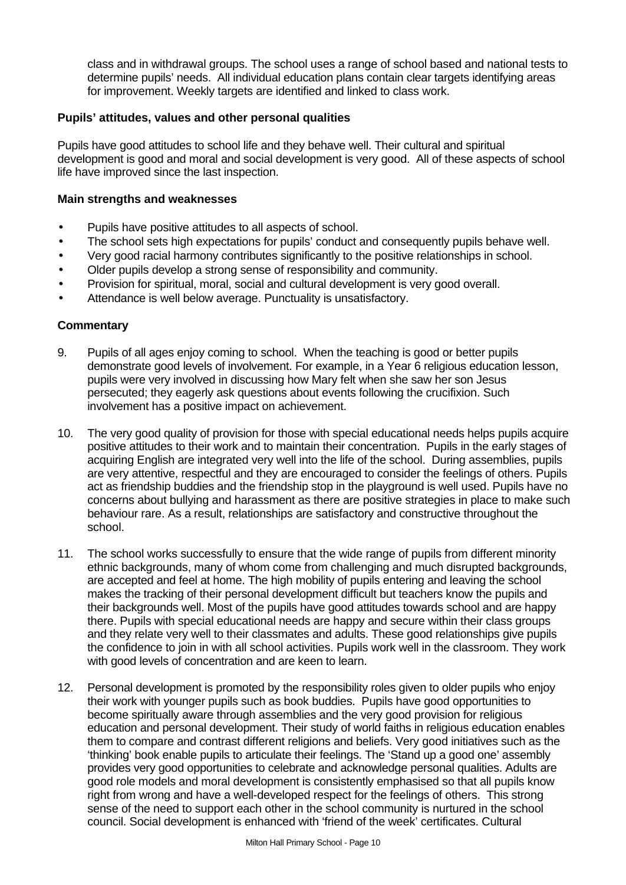class and in withdrawal groups. The school uses a range of school based and national tests to determine pupils' needs. All individual education plans contain clear targets identifying areas for improvement. Weekly targets are identified and linked to class work.

### Pupils' attitudes, values and other personal qualities

Pupils have good attitudes to school life and they behave well. Their cultural and spiritual development is good and moral and social development is very good. All of these aspects of school life have improved since the last inspection.

### Main strengths and weaknesses

- Pupils have positive attitudes to all aspects of school.
- The school sets high expectations for pupils' conduct and consequently pupils behave well.
- Very good racial harmony contributes significantly to the positive relationships in school.
- Older pupils develop a strong sense of responsibility and community.
- Provision for spiritual, moral, social and cultural development is very good overall.
- Attendance is well below average. Punctuality is unsatisfactory.

### Commentary

9. Pupils of all ages enjoy coming to school. When the teaching is good or better pupils demonstrate good levels of involvement. For example, in a Year 6 religious education lesson, pupils were very involved in discussing how Mary felt when she saw her son Jesus persecuted; they eagerly ask questions about events following the crucifixion. Such involvement has a positive impact on achievement.

10. The very good quality of provision for those with special educational needs helps pupils acquire positive attitudes to their work and to maintain their concentration. Pupils in the early stages of acquiring English are integrated very well into the life of the school. During assemblies, pupils are very attentive, respectful and they are encouraged to consider the feelings of others. Pupils act as friendship buddies and the friendship stop in the playground is well used. Pupils have no concerns about bullying and harassment as there are positive strategies in place to make such behaviour rare. As a result, relationships are satisfactory and constructive throughout the school.

11. The school works successfully to ensure that the wide range of pupils from different minority ethnic backgrounds, many of whom come from challenging and much disrupted backgrounds, are accepted and feel at home. The high mobility of pupils entering and leaving the school makes the tracking of their personal development difficult but teachers know the pupils and their backgrounds well. Most of the pupils have good attitudes towards school and are happy there. Pupils with special educational needs are happy and secure within their class groups and they relate very well to their classmates and adults. These good relationships give pupils the confidence to join in with all school activities. Pupils work well in the classroom. They work with good levels of concentration and are keen to learn.

12. Personal development is promoted by the responsibility roles given to older pupils who enjoy their work with younger pupils such as book buddies. Pupils have good opportunities to become spiritually aware through assemblies and the very good provision for religious education and personal development. Their study of world faiths in religious education enables them to compare and contrast different religions and beliefs. Very good initiatives such as the 'thinking' book enable pupils to articulate their feelings. The 'Stand up a good one' assembly provides very good opportunities to celebrate and acknowledge personal qualities. Adults are good role models and moral development is consistently emphasised so that all pupils know right from wrong and have a well-developed respect for the feelings of others. This strong sense of the need to support each other in the school community is nurtured in the school council. Social development is enhanced with 'friend of the week' certificates. Cultural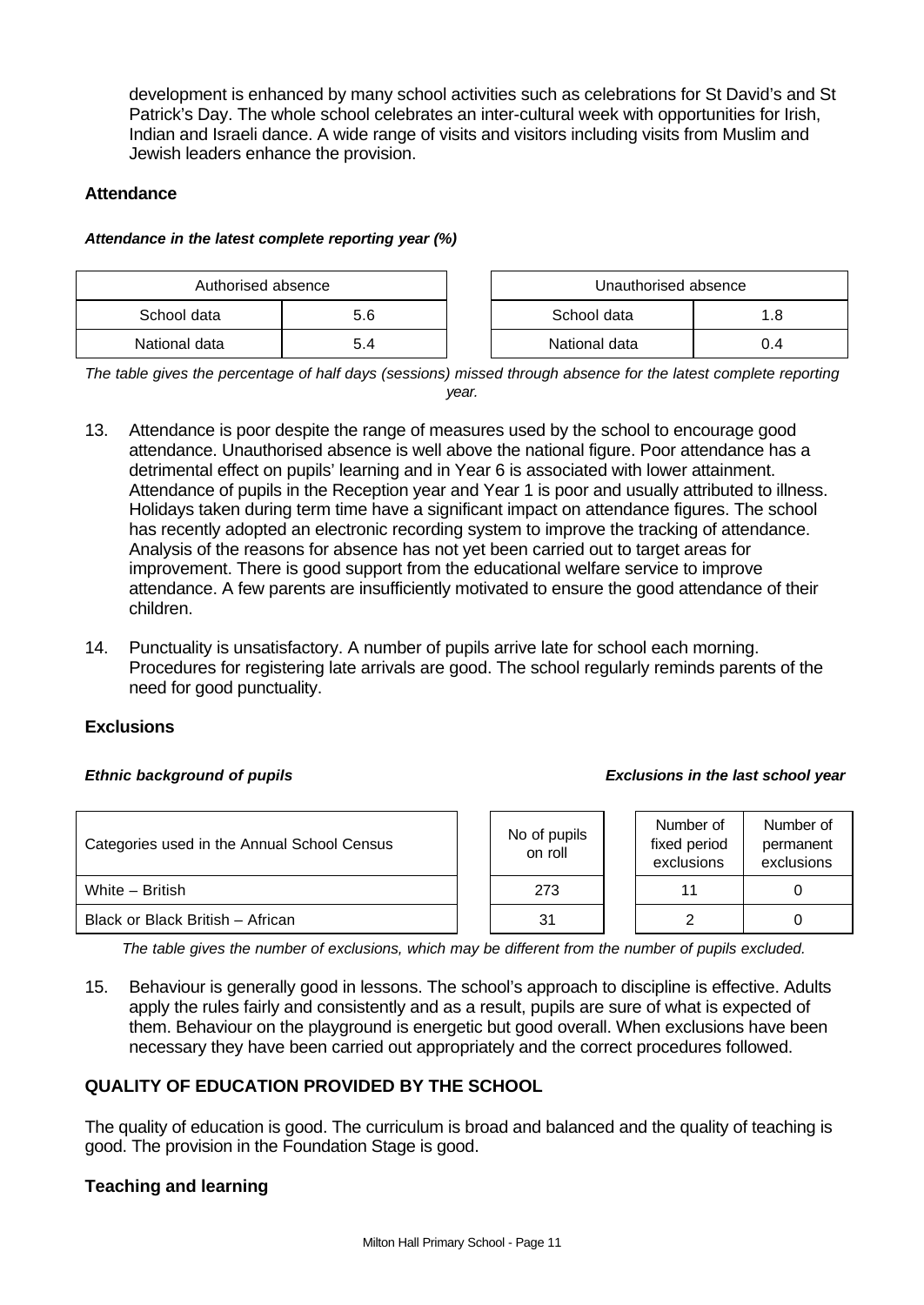development is enhanced by many school activities such as celebrations for St David's and St Patrick's Day. The whole school celebrates an inter-cultural week with opportunities for Irish, Indian and Israeli dance. A wide range of visits and visitors including visits from Muslim and Jewish leaders enhance the provision.

### Attendance

***Attendance in the latest complete reporting year (%)***

| Authorised absence | |
|---|---|
| School data | 5.6 |
| National data | 5.4 |

| Unauthorised absence | |
|---|---|
| School data | 1.8 |
| National data | 0.4 |

*The table gives the percentage of half days (sessions) missed through absence for the latest complete reporting year.*

13. Attendance is poor despite the range of measures used by the school to encourage good attendance. Unauthorised absence is well above the national figure. Poor attendance has a detrimental effect on pupils' learning and in Year 6 is associated with lower attainment. Attendance of pupils in the Reception year and Year 1 is poor and usually attributed to illness. Holidays taken during term time have a significant impact on attendance figures. The school has recently adopted an electronic recording system to improve the tracking of attendance. Analysis of the reasons for absence has not yet been carried out to target areas for improvement. There is good support from the educational welfare service to improve attendance. A few parents are insufficiently motivated to ensure the good attendance of their children.

14. Punctuality is unsatisfactory. A number of pupils arrive late for school each morning. Procedures for registering late arrivals are good. The school regularly reminds parents of the need for good punctuality.

### Exclusions

***Ethnic background of pupils*** ***Exclusions in the last school year***

| Categories used in the Annual School Census | No of pupils on roll | Number of fixed period exclusions | Number of permanent exclusions |
|---|---|---|---|
| White – British | 273 | 11 | 0 |
| Black or Black British – African | 31 | 2 | 0 |

*The table gives the number of exclusions, which may be different from the number of pupils excluded.*

15. Behaviour is generally good in lessons. The school's approach to discipline is effective. Adults apply the rules fairly and consistently and as a result, pupils are sure of what is expected of them. Behaviour on the playground is energetic but good overall. When exclusions have been necessary they have been carried out appropriately and the correct procedures followed.

## QUALITY OF EDUCATION PROVIDED BY THE SCHOOL

The quality of education is good. The curriculum is broad and balanced and the quality of teaching is good. The provision in the Foundation Stage is good.

### Teaching and learning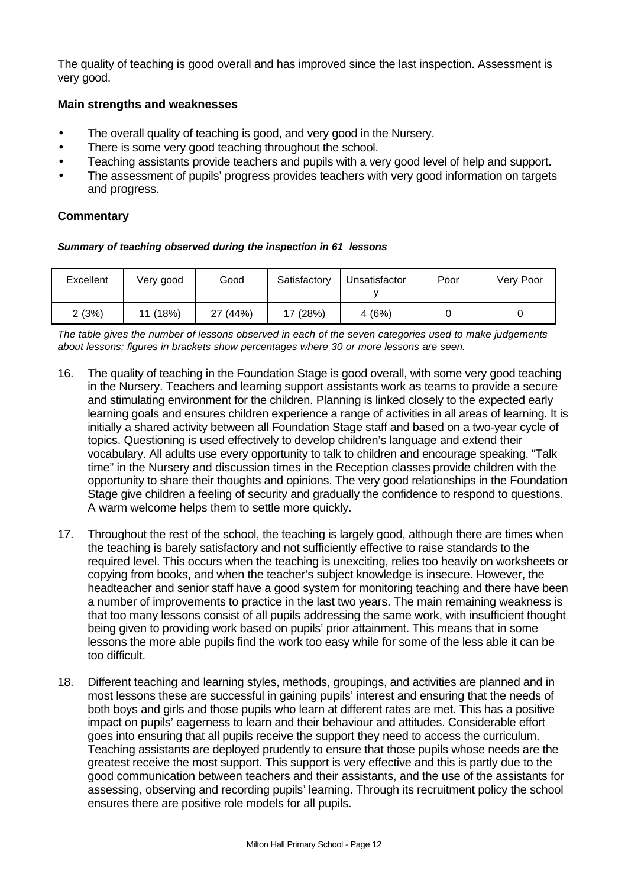The quality of teaching is good overall and has improved since the last inspection. Assessment is very good.

### Main strengths and weaknesses

- The overall quality of teaching is good, and very good in the Nursery.
- There is some very good teaching throughout the school.
- Teaching assistants provide teachers and pupils with a very good level of help and support.
- The assessment of pupils' progress provides teachers with very good information on targets and progress.

### Commentary

***Summary of teaching observed during the inspection in 61 lessons***

| Excellent | Very good | Good | Satisfactory | Unsatisfactory | Poor | Very Poor |
|---|---|---|---|---|---|---|
| 2 (3%) | 11 (18%) | 27 (44%) | 17 (28%) | 4 (6%) | 0 | 0 |

*The table gives the number of lessons observed in each of the seven categories used to make judgements about lessons; figures in brackets show percentages where 30 or more lessons are seen.*

16. The quality of teaching in the Foundation Stage is good overall, with some very good teaching in the Nursery. Teachers and learning support assistants work as teams to provide a secure and stimulating environment for the children. Planning is linked closely to the expected early learning goals and ensures children experience a range of activities in all areas of learning. It is initially a shared activity between all Foundation Stage staff and based on a two-year cycle of topics. Questioning is used effectively to develop children's language and extend their vocabulary. All adults use every opportunity to talk to children and encourage speaking. "Talk time" in the Nursery and discussion times in the Reception classes provide children with the opportunity to share their thoughts and opinions. The very good relationships in the Foundation Stage give children a feeling of security and gradually the confidence to respond to questions. A warm welcome helps them to settle more quickly.

17. Throughout the rest of the school, the teaching is largely good, although there are times when the teaching is barely satisfactory and not sufficiently effective to raise standards to the required level. This occurs when the teaching is unexciting, relies too heavily on worksheets or copying from books, and when the teacher's subject knowledge is insecure. However, the headteacher and senior staff have a good system for monitoring teaching and there have been a number of improvements to practice in the last two years. The main remaining weakness is that too many lessons consist of all pupils addressing the same work, with insufficient thought being given to providing work based on pupils' prior attainment. This means that in some lessons the more able pupils find the work too easy while for some of the less able it can be too difficult.

18. Different teaching and learning styles, methods, groupings, and activities are planned and in most lessons these are successful in gaining pupils' interest and ensuring that the needs of both boys and girls and those pupils who learn at different rates are met. This has a positive impact on pupils' eagerness to learn and their behaviour and attitudes. Considerable effort goes into ensuring that all pupils receive the support they need to access the curriculum. Teaching assistants are deployed prudently to ensure that those pupils whose needs are the greatest receive the most support. This support is very effective and this is partly due to the good communication between teachers and their assistants, and the use of the assistants for assessing, observing and recording pupils' learning. Through its recruitment policy the school ensures there are positive role models for all pupils.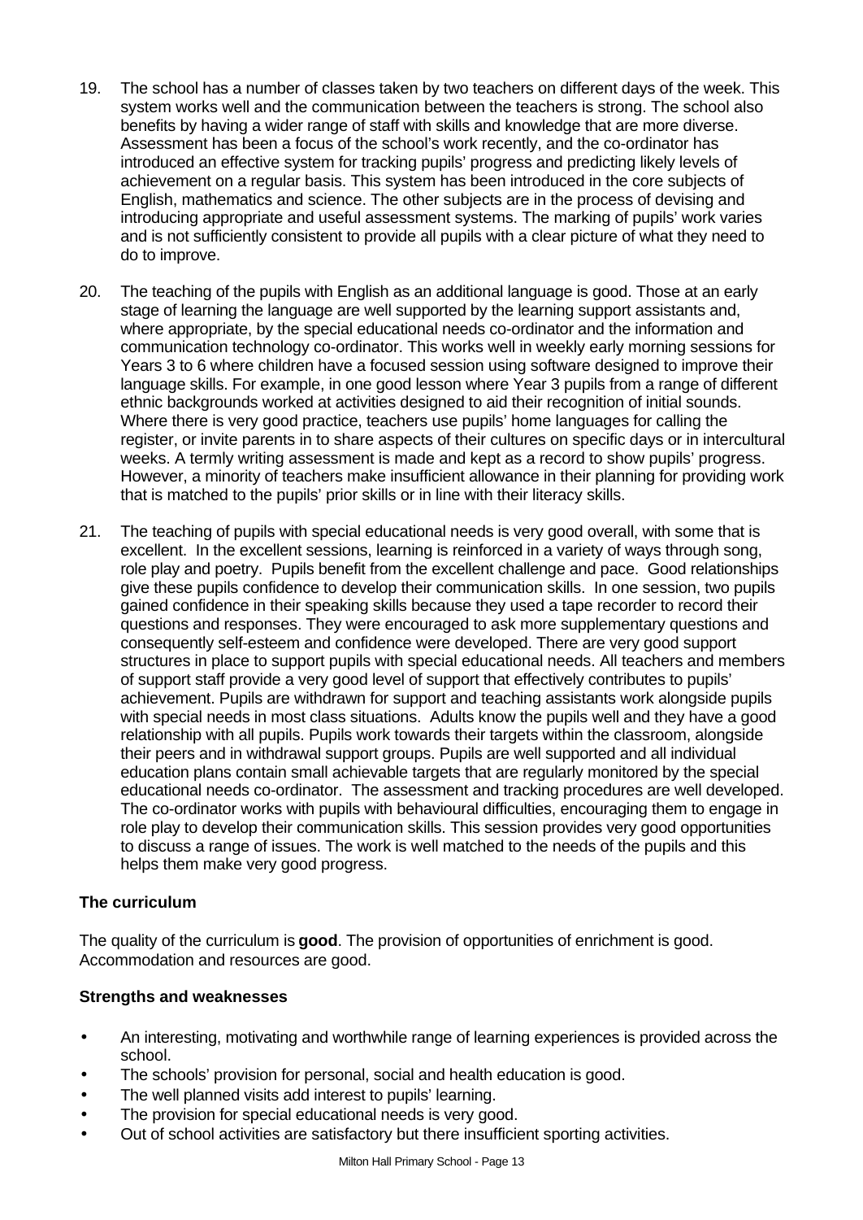19. The school has a number of classes taken by two teachers on different days of the week. This system works well and the communication between the teachers is strong. The school also benefits by having a wider range of staff with skills and knowledge that are more diverse. Assessment has been a focus of the school's work recently, and the co-ordinator has introduced an effective system for tracking pupils' progress and predicting likely levels of achievement on a regular basis. This system has been introduced in the core subjects of English, mathematics and science. The other subjects are in the process of devising and introducing appropriate and useful assessment systems. The marking of pupils' work varies and is not sufficiently consistent to provide all pupils with a clear picture of what they need to do to improve.

20. The teaching of the pupils with English as an additional language is good. Those at an early stage of learning the language are well supported by the learning support assistants and, where appropriate, by the special educational needs co-ordinator and the information and communication technology co-ordinator. This works well in weekly early morning sessions for Years 3 to 6 where children have a focused session using software designed to improve their language skills. For example, in one good lesson where Year 3 pupils from a range of different ethnic backgrounds worked at activities designed to aid their recognition of initial sounds. Where there is very good practice, teachers use pupils' home languages for calling the register, or invite parents in to share aspects of their cultures on specific days or in intercultural weeks. A termly writing assessment is made and kept as a record to show pupils' progress. However, a minority of teachers make insufficient allowance in their planning for providing work that is matched to the pupils' prior skills or in line with their literacy skills.

21. The teaching of pupils with special educational needs is very good overall, with some that is excellent. In the excellent sessions, learning is reinforced in a variety of ways through song, role play and poetry. Pupils benefit from the excellent challenge and pace. Good relationships give these pupils confidence to develop their communication skills. In one session, two pupils gained confidence in their speaking skills because they used a tape recorder to record their questions and responses. They were encouraged to ask more supplementary questions and consequently self-esteem and confidence were developed. There are very good support structures in place to support pupils with special educational needs. All teachers and members of support staff provide a very good level of support that effectively contributes to pupils' achievement. Pupils are withdrawn for support and teaching assistants work alongside pupils with special needs in most class situations. Adults know the pupils well and they have a good relationship with all pupils. Pupils work towards their targets within the classroom, alongside their peers and in withdrawal support groups. Pupils are well supported and all individual education plans contain small achievable targets that are regularly monitored by the special educational needs co-ordinator. The assessment and tracking procedures are well developed. The co-ordinator works with pupils with behavioural difficulties, encouraging them to engage in role play to develop their communication skills. This session provides very good opportunities to discuss a range of issues. The work is well matched to the needs of the pupils and this helps them make very good progress.

### The curriculum

The quality of the curriculum is **good**. The provision of opportunities of enrichment is good. Accommodation and resources are good.

#### Strengths and weaknesses

- An interesting, motivating and worthwhile range of learning experiences is provided across the school.
- The schools' provision for personal, social and health education is good.
- The well planned visits add interest to pupils' learning.
- The provision for special educational needs is very good.
- Out of school activities are satisfactory but there insufficient sporting activities.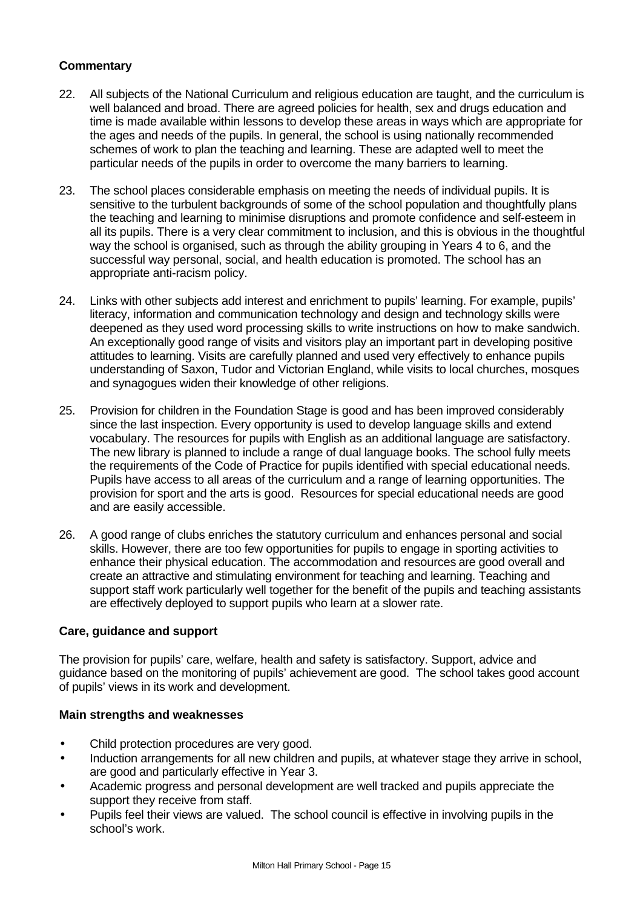**Commentary**

22. All subjects of the National Curriculum and religious education are taught, and the curriculum is well balanced and broad. There are agreed policies for health, sex and drugs education and time is made available within lessons to develop these areas in ways which are appropriate for the ages and needs of the pupils. In general, the school is using nationally recommended schemes of work to plan the teaching and learning. These are adapted well to meet the particular needs of the pupils in order to overcome the many barriers to learning.

23. The school places considerable emphasis on meeting the needs of individual pupils. It is sensitive to the turbulent backgrounds of some of the school population and thoughtfully plans the teaching and learning to minimise disruptions and promote confidence and self-esteem in all its pupils. There is a very clear commitment to inclusion, and this is obvious in the thoughtful way the school is organised, such as through the ability grouping in Years 4 to 6, and the successful way personal, social, and health education is promoted. The school has an appropriate anti-racism policy.

24. Links with other subjects add interest and enrichment to pupils' learning. For example, pupils' literacy, information and communication technology and design and technology skills were deepened as they used word processing skills to write instructions on how to make sandwich. An exceptionally good range of visits and visitors play an important part in developing positive attitudes to learning. Visits are carefully planned and used very effectively to enhance pupils understanding of Saxon, Tudor and Victorian England, while visits to local churches, mosques and synagogues widen their knowledge of other religions.

25. Provision for children in the Foundation Stage is good and has been improved considerably since the last inspection. Every opportunity is used to develop language skills and extend vocabulary. The resources for pupils with English as an additional language are satisfactory. The new library is planned to include a range of dual language books. The school fully meets the requirements of the Code of Practice for pupils identified with special educational needs. Pupils have access to all areas of the curriculum and a range of learning opportunities. The provision for sport and the arts is good. Resources for special educational needs are good and are easily accessible.

26. A good range of clubs enriches the statutory curriculum and enhances personal and social skills. However, there are too few opportunities for pupils to engage in sporting activities to enhance their physical education. The accommodation and resources are good overall and create an attractive and stimulating environment for teaching and learning. Teaching and support staff work particularly well together for the benefit of the pupils and teaching assistants are effectively deployed to support pupils who learn at a slower rate.

**Care, guidance and support**

The provision for pupils' care, welfare, health and safety is satisfactory. Support, advice and guidance based on the monitoring of pupils' achievement are good. The school takes good account of pupils' views in its work and development.

**Main strengths and weaknesses**

- Child protection procedures are very good.
- Induction arrangements for all new children and pupils, at whatever stage they arrive in school, are good and particularly effective in Year 3.
- Academic progress and personal development are well tracked and pupils appreciate the support they receive from staff.
- Pupils feel their views are valued. The school council is effective in involving pupils in the school's work.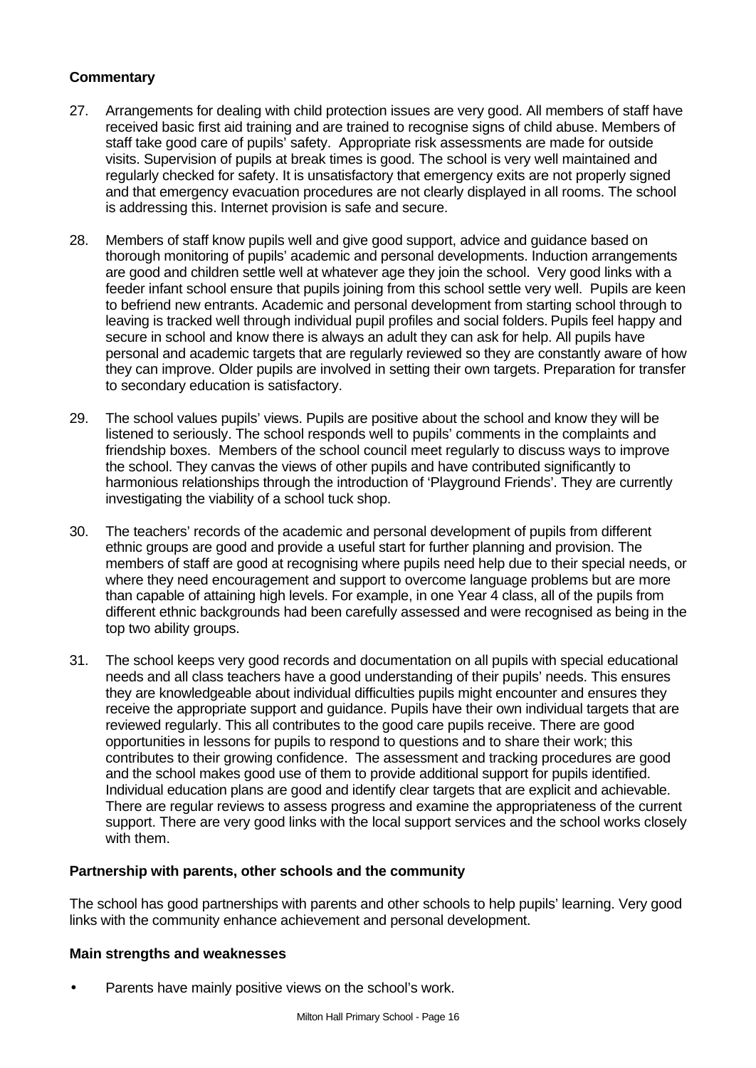### Commentary

27. Arrangements for dealing with child protection issues are very good. All members of staff have received basic first aid training and are trained to recognise signs of child abuse. Members of staff take good care of pupils' safety. Appropriate risk assessments are made for outside visits. Supervision of pupils at break times is good. The school is very well maintained and regularly checked for safety. It is unsatisfactory that emergency exits are not properly signed and that emergency evacuation procedures are not clearly displayed in all rooms. The school is addressing this. Internet provision is safe and secure.

28. Members of staff know pupils well and give good support, advice and guidance based on thorough monitoring of pupils' academic and personal developments. Induction arrangements are good and children settle well at whatever age they join the school. Very good links with a feeder infant school ensure that pupils joining from this school settle very well. Pupils are keen to befriend new entrants. Academic and personal development from starting school through to leaving is tracked well through individual pupil profiles and social folders. Pupils feel happy and secure in school and know there is always an adult they can ask for help. All pupils have personal and academic targets that are regularly reviewed so they are constantly aware of how they can improve. Older pupils are involved in setting their own targets. Preparation for transfer to secondary education is satisfactory.

29. The school values pupils' views. Pupils are positive about the school and know they will be listened to seriously. The school responds well to pupils' comments in the complaints and friendship boxes. Members of the school council meet regularly to discuss ways to improve the school. They canvas the views of other pupils and have contributed significantly to harmonious relationships through the introduction of 'Playground Friends'. They are currently investigating the viability of a school tuck shop.

30. The teachers' records of the academic and personal development of pupils from different ethnic groups are good and provide a useful start for further planning and provision. The members of staff are good at recognising where pupils need help due to their special needs, or where they need encouragement and support to overcome language problems but are more than capable of attaining high levels. For example, in one Year 4 class, all of the pupils from different ethnic backgrounds had been carefully assessed and were recognised as being in the top two ability groups.

31. The school keeps very good records and documentation on all pupils with special educational needs and all class teachers have a good understanding of their pupils' needs. This ensures they are knowledgeable about individual difficulties pupils might encounter and ensures they receive the appropriate support and guidance. Pupils have their own individual targets that are reviewed regularly. This all contributes to the good care pupils receive. There are good opportunities in lessons for pupils to respond to questions and to share their work; this contributes to their growing confidence. The assessment and tracking procedures are good and the school makes good use of them to provide additional support for pupils identified. Individual education plans are good and identify clear targets that are explicit and achievable. There are regular reviews to assess progress and examine the appropriateness of the current support. There are very good links with the local support services and the school works closely with them.

### Partnership with parents, other schools and the community

The school has good partnerships with parents and other schools to help pupils' learning. Very good links with the community enhance achievement and personal development.

### Main strengths and weaknesses

- Parents have mainly positive views on the school's work.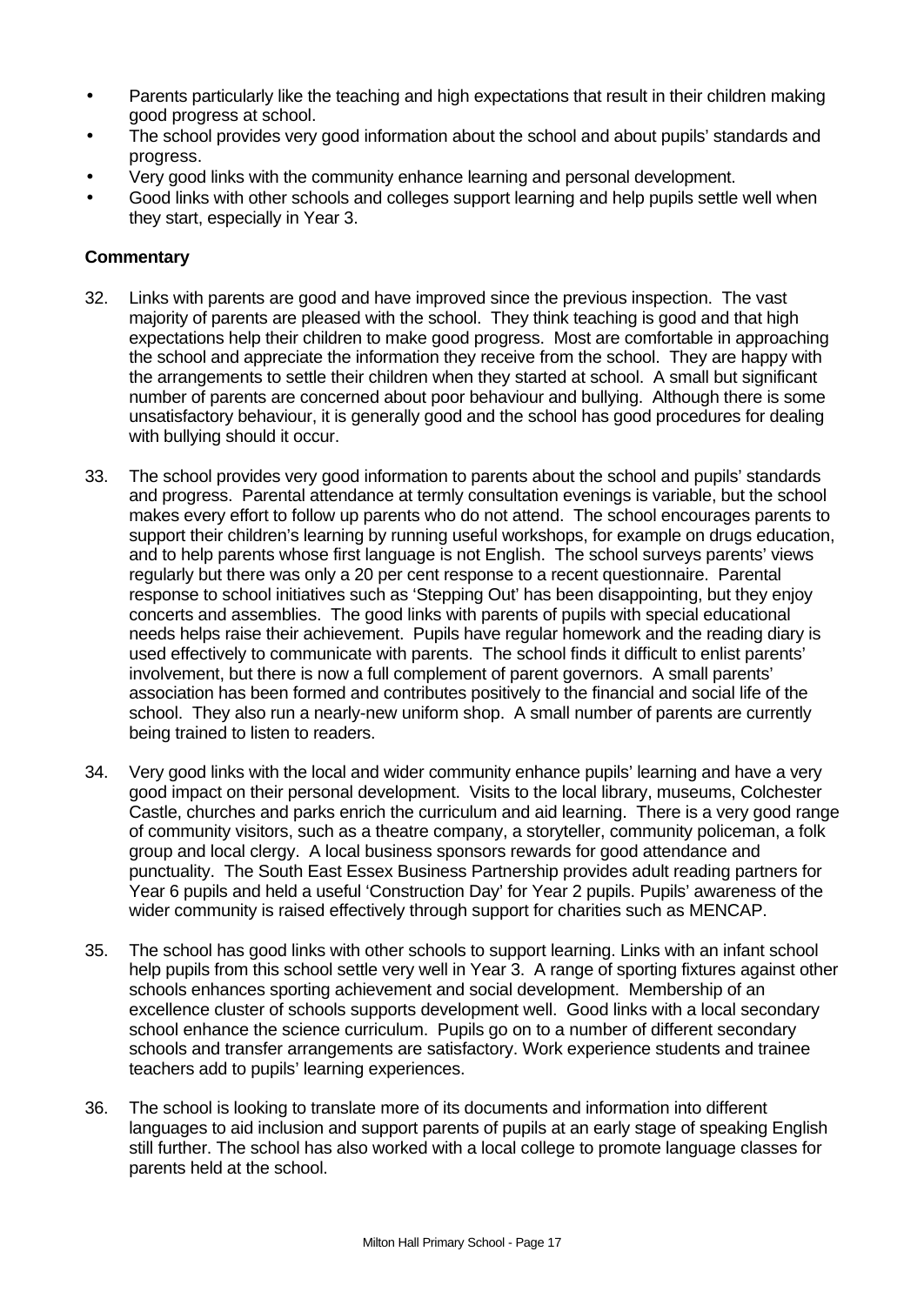- Parents particularly like the teaching and high expectations that result in their children making good progress at school.
- The school provides very good information about the school and about pupils' standards and progress.
- Very good links with the community enhance learning and personal development.
- Good links with other schools and colleges support learning and help pupils settle well when they start, especially in Year 3.

**Commentary**

32. Links with parents are good and have improved since the previous inspection. The vast majority of parents are pleased with the school. They think teaching is good and that high expectations help their children to make good progress. Most are comfortable in approaching the school and appreciate the information they receive from the school. They are happy with the arrangements to settle their children when they started at school. A small but significant number of parents are concerned about poor behaviour and bullying. Although there is some unsatisfactory behaviour, it is generally good and the school has good procedures for dealing with bullying should it occur.

33. The school provides very good information to parents about the school and pupils' standards and progress. Parental attendance at termly consultation evenings is variable, but the school makes every effort to follow up parents who do not attend. The school encourages parents to support their children's learning by running useful workshops, for example on drugs education, and to help parents whose first language is not English. The school surveys parents' views regularly but there was only a 20 per cent response to a recent questionnaire. Parental response to school initiatives such as 'Stepping Out' has been disappointing, but they enjoy concerts and assemblies. The good links with parents of pupils with special educational needs helps raise their achievement. Pupils have regular homework and the reading diary is used effectively to communicate with parents. The school finds it difficult to enlist parents' involvement, but there is now a full complement of parent governors. A small parents' association has been formed and contributes positively to the financial and social life of the school. They also run a nearly-new uniform shop. A small number of parents are currently being trained to listen to readers.

34. Very good links with the local and wider community enhance pupils' learning and have a very good impact on their personal development. Visits to the local library, museums, Colchester Castle, churches and parks enrich the curriculum and aid learning. There is a very good range of community visitors, such as a theatre company, a storyteller, community policeman, a folk group and local clergy. A local business sponsors rewards for good attendance and punctuality. The South East Essex Business Partnership provides adult reading partners for Year 6 pupils and held a useful 'Construction Day' for Year 2 pupils. Pupils' awareness of the wider community is raised effectively through support for charities such as MENCAP.

35. The school has good links with other schools to support learning. Links with an infant school help pupils from this school settle very well in Year 3. A range of sporting fixtures against other schools enhances sporting achievement and social development. Membership of an excellence cluster of schools supports development well. Good links with a local secondary school enhance the science curriculum. Pupils go on to a number of different secondary schools and transfer arrangements are satisfactory. Work experience students and trainee teachers add to pupils' learning experiences.

36. The school is looking to translate more of its documents and information into different languages to aid inclusion and support parents of pupils at an early stage of speaking English still further. The school has also worked with a local college to promote language classes for parents held at the school.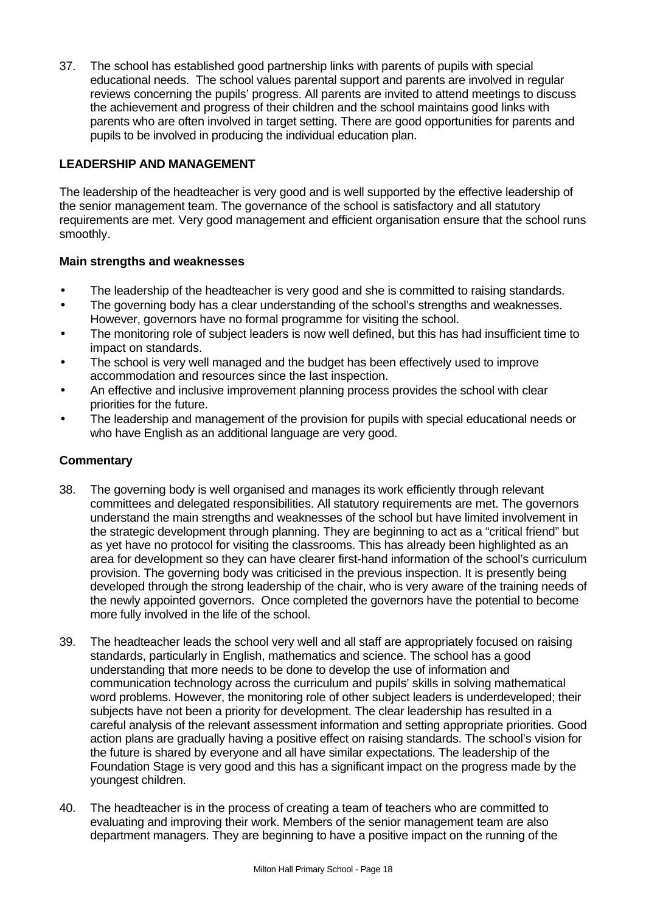37. The school has established good partnership links with parents of pupils with special educational needs. The school values parental support and parents are involved in regular reviews concerning the pupils' progress. All parents are invited to attend meetings to discuss the achievement and progress of their children and the school maintains good links with parents who are often involved in target setting. There are good opportunities for parents and pupils to be involved in producing the individual education plan.

## LEADERSHIP AND MANAGEMENT

The leadership of the headteacher is very good and is well supported by the effective leadership of the senior management team. The governance of the school is satisfactory and all statutory requirements are met. Very good management and efficient organisation ensure that the school runs smoothly.

### Main strengths and weaknesses

- The leadership of the headteacher is very good and she is committed to raising standards.
- The governing body has a clear understanding of the school's strengths and weaknesses. However, governors have no formal programme for visiting the school.
- The monitoring role of subject leaders is now well defined, but this has had insufficient time to impact on standards.
- The school is very well managed and the budget has been effectively used to improve accommodation and resources since the last inspection.
- An effective and inclusive improvement planning process provides the school with clear priorities for the future.
- The leadership and management of the provision for pupils with special educational needs or who have English as an additional language are very good.

### Commentary

38. The governing body is well organised and manages its work efficiently through relevant committees and delegated responsibilities. All statutory requirements are met. The governors understand the main strengths and weaknesses of the school but have limited involvement in the strategic development through planning. They are beginning to act as a "critical friend" but as yet have no protocol for visiting the classrooms. This has already been highlighted as an area for development so they can have clearer first-hand information of the school's curriculum provision. The governing body was criticised in the previous inspection. It is presently being developed through the strong leadership of the chair, who is very aware of the training needs of the newly appointed governors. Once completed the governors have the potential to become more fully involved in the life of the school.

39. The headteacher leads the school very well and all staff are appropriately focused on raising standards, particularly in English, mathematics and science. The school has a good understanding that more needs to be done to develop the use of information and communication technology across the curriculum and pupils' skills in solving mathematical word problems. However, the monitoring role of other subject leaders is underdeveloped; their subjects have not been a priority for development. The clear leadership has resulted in a careful analysis of the relevant assessment information and setting appropriate priorities. Good action plans are gradually having a positive effect on raising standards. The school's vision for the future is shared by everyone and all have similar expectations. The leadership of the Foundation Stage is very good and this has a significant impact on the progress made by the youngest children.

40. The headteacher is in the process of creating a team of teachers who are committed to evaluating and improving their work. Members of the senior management team are also department managers. They are beginning to have a positive impact on the running of the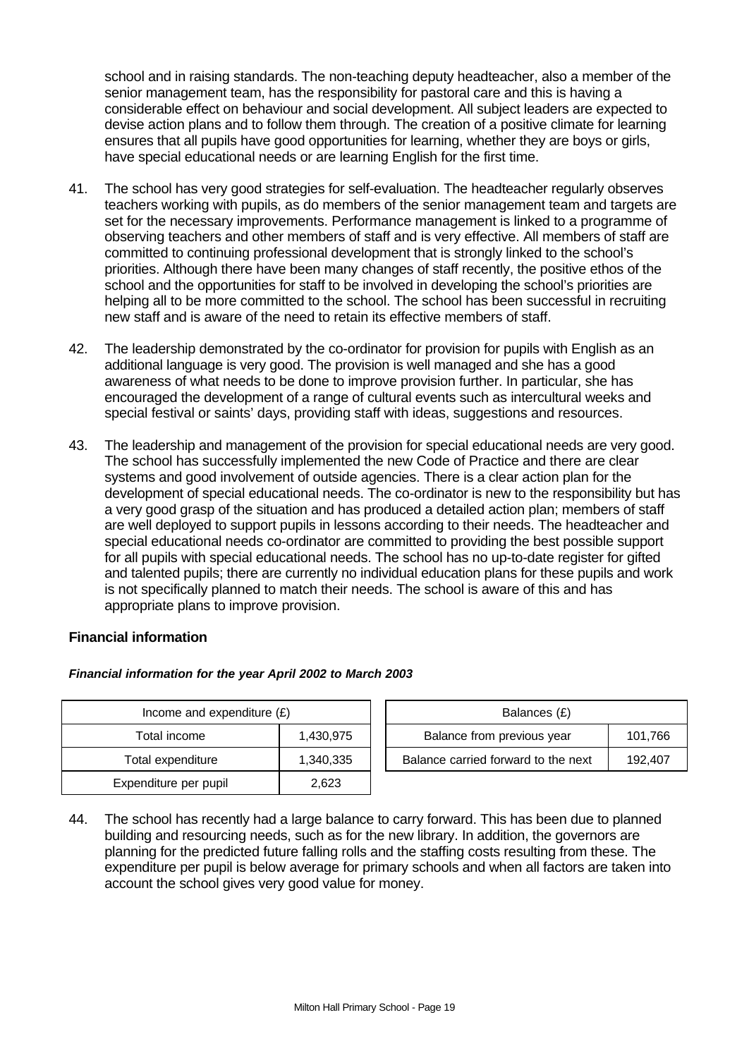school and in raising standards. The non-teaching deputy headteacher, also a member of the senior management team, has the responsibility for pastoral care and this is having a considerable effect on behaviour and social development. All subject leaders are expected to devise action plans and to follow them through. The creation of a positive climate for learning ensures that all pupils have good opportunities for learning, whether they are boys or girls, have special educational needs or are learning English for the first time.

41. The school has very good strategies for self-evaluation. The headteacher regularly observes teachers working with pupils, as do members of the senior management team and targets are set for the necessary improvements. Performance management is linked to a programme of observing teachers and other members of staff and is very effective. All members of staff are committed to continuing professional development that is strongly linked to the school's priorities. Although there have been many changes of staff recently, the positive ethos of the school and the opportunities for staff to be involved in developing the school's priorities are helping all to be more committed to the school. The school has been successful in recruiting new staff and is aware of the need to retain its effective members of staff.

42. The leadership demonstrated by the co-ordinator for provision for pupils with English as an additional language is very good. The provision is well managed and she has a good awareness of what needs to be done to improve provision further. In particular, she has encouraged the development of a range of cultural events such as intercultural weeks and special festival or saints' days, providing staff with ideas, suggestions and resources.

43. The leadership and management of the provision for special educational needs are very good. The school has successfully implemented the new Code of Practice and there are clear systems and good involvement of outside agencies. There is a clear action plan for the development of special educational needs. The co-ordinator is new to the responsibility but has a very good grasp of the situation and has produced a detailed action plan; members of staff are well deployed to support pupils in lessons according to their needs. The headteacher and special educational needs co-ordinator are committed to providing the best possible support for all pupils with special educational needs. The school has no up-to-date register for gifted and talented pupils; there are currently no individual education plans for these pupils and work is not specifically planned to match their needs. The school is aware of this and has appropriate plans to improve provision.

**Financial information**

***Financial information for the year April 2002 to March 2003***

| Income and expenditure (£) | |
|---|---|
| Total income | 1,430,975 |
| Total expenditure | 1,340,335 |
| Expenditure per pupil | 2,623 |

| Balances (£) | |
|---|---|
| Balance from previous year | 101,766 |
| Balance carried forward to the next | 192,407 |

44. The school has recently had a large balance to carry forward. This has been due to planned building and resourcing needs, such as for the new library. In addition, the governors are planning for the predicted future falling rolls and the staffing costs resulting from these. The expenditure per pupil is below average for primary schools and when all factors are taken into account the school gives very good value for money.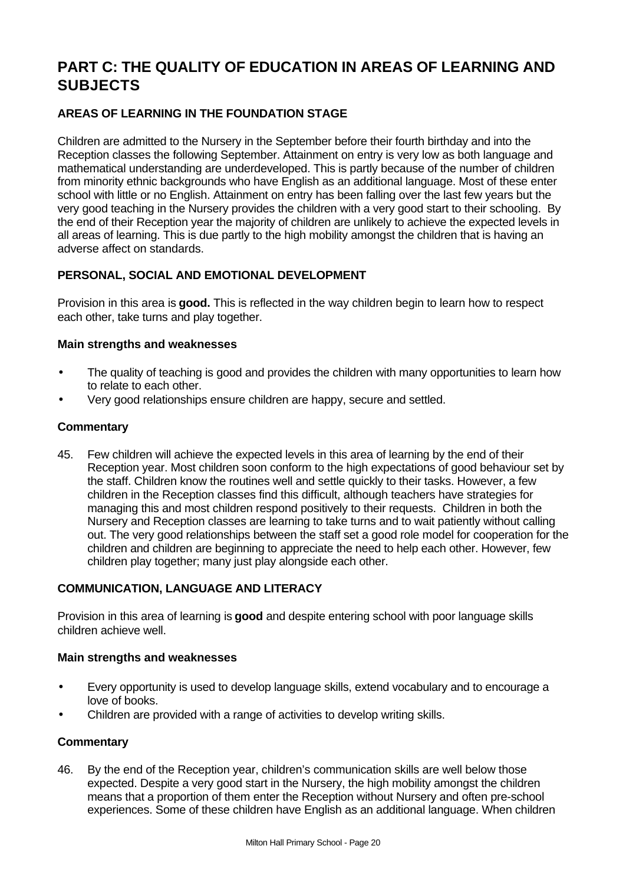# PART C: THE QUALITY OF EDUCATION IN AREAS OF LEARNING AND SUBJECTS

### AREAS OF LEARNING IN THE FOUNDATION STAGE

Children are admitted to the Nursery in the September before their fourth birthday and into the Reception classes the following September. Attainment on entry is very low as both language and mathematical understanding are underdeveloped. This is partly because of the number of children from minority ethnic backgrounds who have English as an additional language. Most of these enter school with little or no English. Attainment on entry has been falling over the last few years but the very good teaching in the Nursery provides the children with a very good start to their schooling. By the end of their Reception year the majority of children are unlikely to achieve the expected levels in all areas of learning. This is due partly to the high mobility amongst the children that is having an adverse affect on standards.

### PERSONAL, SOCIAL AND EMOTIONAL DEVELOPMENT

Provision in this area is **good.** This is reflected in the way children begin to learn how to respect each other, take turns and play together.

#### Main strengths and weaknesses

- The quality of teaching is good and provides the children with many opportunities to learn how to relate to each other.
- Very good relationships ensure children are happy, secure and settled.

#### Commentary

45. Few children will achieve the expected levels in this area of learning by the end of their Reception year. Most children soon conform to the high expectations of good behaviour set by the staff. Children know the routines well and settle quickly to their tasks. However, a few children in the Reception classes find this difficult, although teachers have strategies for managing this and most children respond positively to their requests. Children in both the Nursery and Reception classes are learning to take turns and to wait patiently without calling out. The very good relationships between the staff set a good role model for cooperation for the children and children are beginning to appreciate the need to help each other. However, few children play together; many just play alongside each other.

### COMMUNICATION, LANGUAGE AND LITERACY

Provision in this area of learning is **good** and despite entering school with poor language skills children achieve well.

#### Main strengths and weaknesses

- Every opportunity is used to develop language skills, extend vocabulary and to encourage a love of books.
- Children are provided with a range of activities to develop writing skills.

#### Commentary

46. By the end of the Reception year, children's communication skills are well below those expected. Despite a very good start in the Nursery, the high mobility amongst the children means that a proportion of them enter the Reception without Nursery and often pre-school experiences. Some of these children have English as an additional language. When children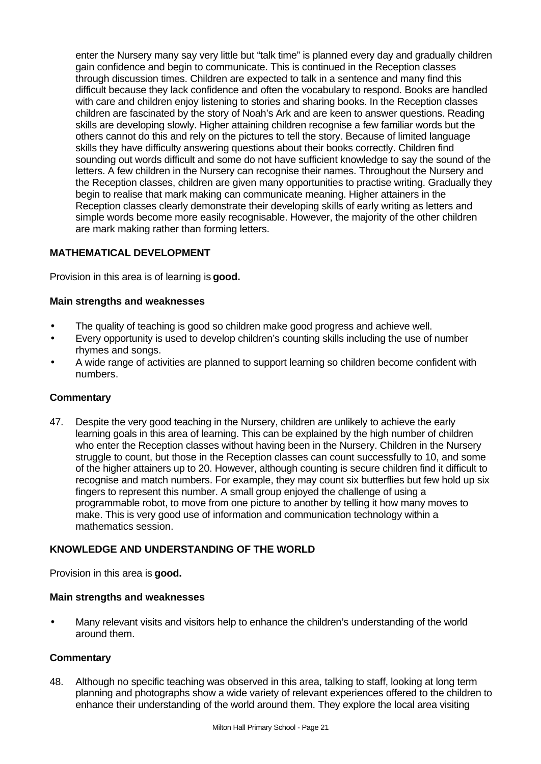enter the Nursery many say very little but "talk time" is planned every day and gradually children gain confidence and begin to communicate. This is continued in the Reception classes through discussion times. Children are expected to talk in a sentence and many find this difficult because they lack confidence and often the vocabulary to respond. Books are handled with care and children enjoy listening to stories and sharing books. In the Reception classes children are fascinated by the story of Noah's Ark and are keen to answer questions. Reading skills are developing slowly. Higher attaining children recognise a few familiar words but the others cannot do this and rely on the pictures to tell the story. Because of limited language skills they have difficulty answering questions about their books correctly. Children find sounding out words difficult and some do not have sufficient knowledge to say the sound of the letters. A few children in the Nursery can recognise their names. Throughout the Nursery and the Reception classes, children are given many opportunities to practise writing. Gradually they begin to realise that mark making can communicate meaning. Higher attainers in the Reception classes clearly demonstrate their developing skills of early writing as letters and simple words become more easily recognisable. However, the majority of the other children are mark making rather than forming letters.

### MATHEMATICAL DEVELOPMENT

Provision in this area is of learning is **good.**

**Main strengths and weaknesses**

- The quality of teaching is good so children make good progress and achieve well.
- Every opportunity is used to develop children's counting skills including the use of number rhymes and songs.
- A wide range of activities are planned to support learning so children become confident with numbers.

**Commentary**

47. Despite the very good teaching in the Nursery, children are unlikely to achieve the early learning goals in this area of learning. This can be explained by the high number of children who enter the Reception classes without having been in the Nursery. Children in the Nursery struggle to count, but those in the Reception classes can count successfully to 10, and some of the higher attainers up to 20. However, although counting is secure children find it difficult to recognise and match numbers. For example, they may count six butterflies but few hold up six fingers to represent this number. A small group enjoyed the challenge of using a programmable robot, to move from one picture to another by telling it how many moves to make. This is very good use of information and communication technology within a mathematics session.

### KNOWLEDGE AND UNDERSTANDING OF THE WORLD

Provision in this area is **good.**

**Main strengths and weaknesses**

- Many relevant visits and visitors help to enhance the children's understanding of the world around them.

**Commentary**

48. Although no specific teaching was observed in this area, talking to staff, looking at long term planning and photographs show a wide variety of relevant experiences offered to the children to enhance their understanding of the world around them. They explore the local area visiting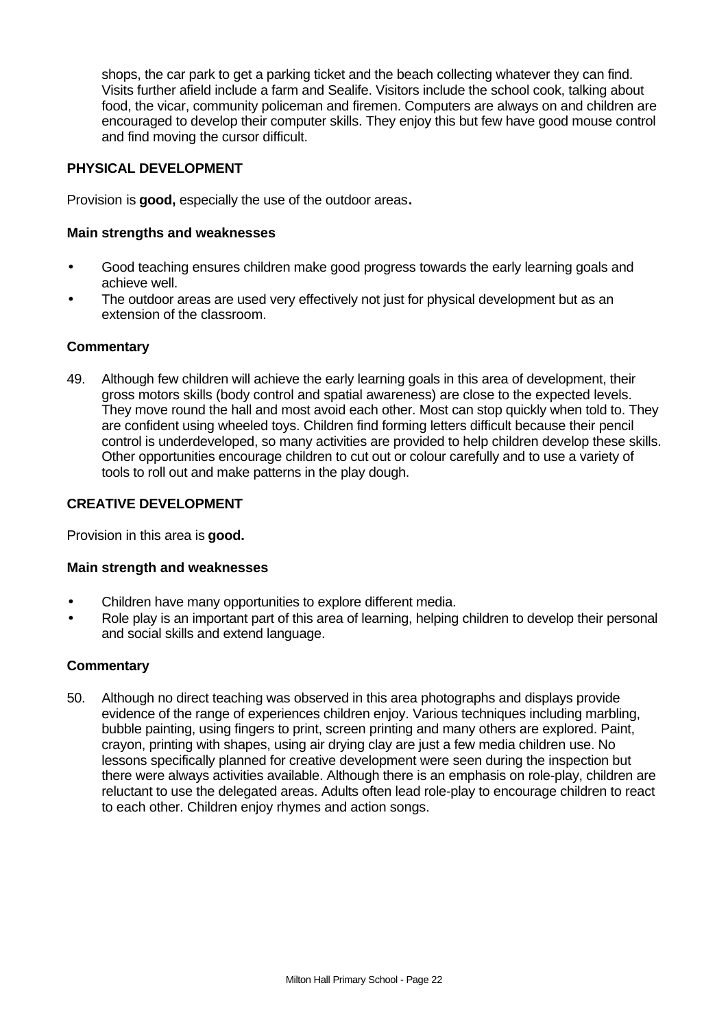shops, the car park to get a parking ticket and the beach collecting whatever they can find. Visits further afield include a farm and Sealife. Visitors include the school cook, talking about food, the vicar, community policeman and firemen. Computers are always on and children are encouraged to develop their computer skills. They enjoy this but few have good mouse control and find moving the cursor difficult.

### PHYSICAL DEVELOPMENT

Provision is **good,** especially the use of the outdoor areas**.**

#### Main strengths and weaknesses

- Good teaching ensures children make good progress towards the early learning goals and achieve well.
- The outdoor areas are used very effectively not just for physical development but as an extension of the classroom.

#### Commentary

49. Although few children will achieve the early learning goals in this area of development, their gross motors skills (body control and spatial awareness) are close to the expected levels. They move round the hall and most avoid each other. Most can stop quickly when told to. They are confident using wheeled toys. Children find forming letters difficult because their pencil control is underdeveloped, so many activities are provided to help children develop these skills. Other opportunities encourage children to cut out or colour carefully and to use a variety of tools to roll out and make patterns in the play dough.

### CREATIVE DEVELOPMENT

Provision in this area is **good.**

#### Main strength and weaknesses

- Children have many opportunities to explore different media.
- Role play is an important part of this area of learning, helping children to develop their personal and social skills and extend language.

#### Commentary

50. Although no direct teaching was observed in this area photographs and displays provide evidence of the range of experiences children enjoy. Various techniques including marbling, bubble painting, using fingers to print, screen printing and many others are explored. Paint, crayon, printing with shapes, using air drying clay are just a few media children use. No lessons specifically planned for creative development were seen during the inspection but there were always activities available. Although there is an emphasis on role-play, children are reluctant to use the delegated areas. Adults often lead role-play to encourage children to react to each other. Children enjoy rhymes and action songs.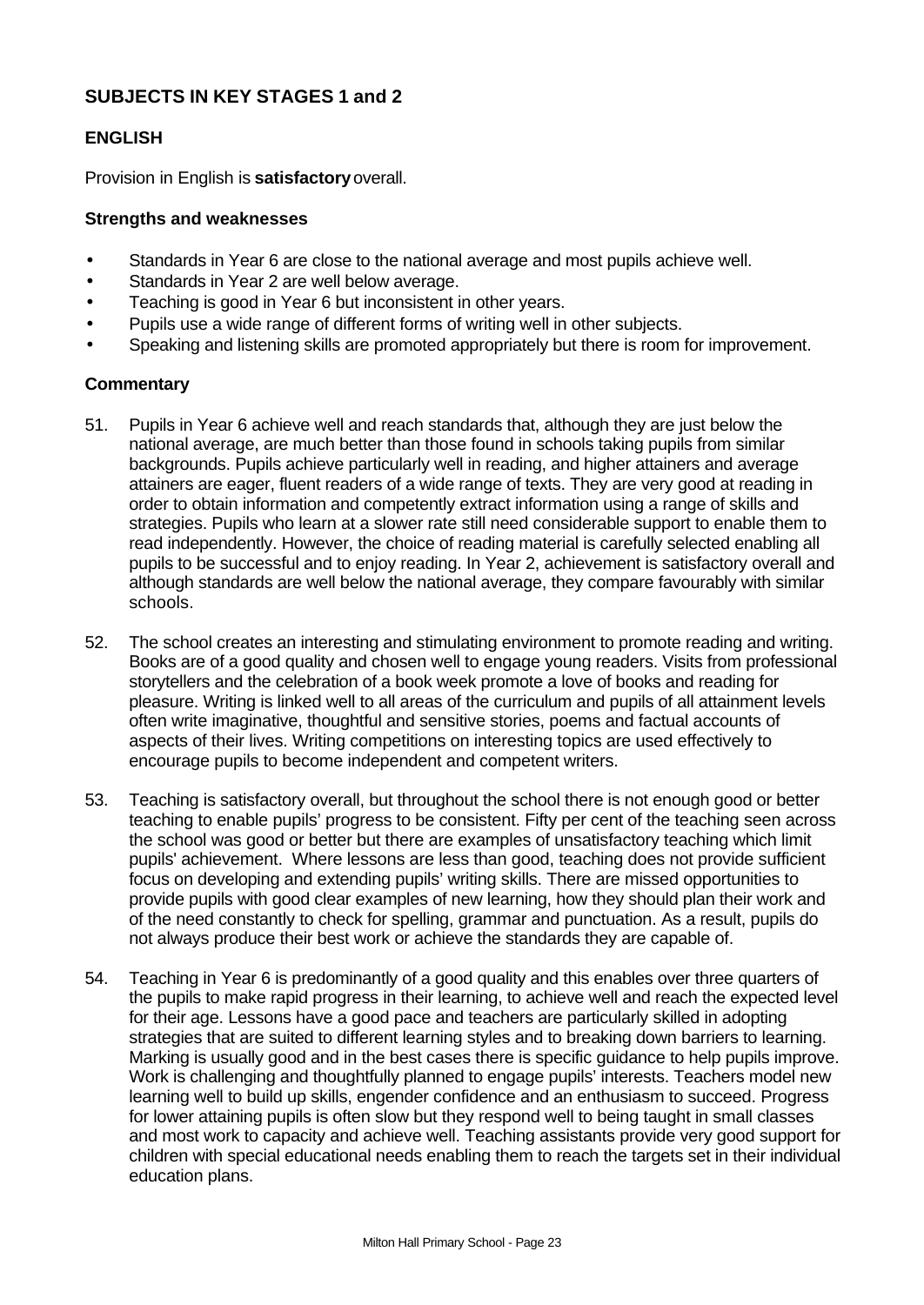## SUBJECTS IN KEY STAGES 1 and 2

### ENGLISH

Provision in English is **satisfactory** overall.

#### Strengths and weaknesses

- Standards in Year 6 are close to the national average and most pupils achieve well.
- Standards in Year 2 are well below average.
- Teaching is good in Year 6 but inconsistent in other years.
- Pupils use a wide range of different forms of writing well in other subjects.
- Speaking and listening skills are promoted appropriately but there is room for improvement.

#### Commentary

51. Pupils in Year 6 achieve well and reach standards that, although they are just below the national average, are much better than those found in schools taking pupils from similar backgrounds. Pupils achieve particularly well in reading, and higher attainers and average attainers are eager, fluent readers of a wide range of texts. They are very good at reading in order to obtain information and competently extract information using a range of skills and strategies. Pupils who learn at a slower rate still need considerable support to enable them to read independently. However, the choice of reading material is carefully selected enabling all pupils to be successful and to enjoy reading. In Year 2, achievement is satisfactory overall and although standards are well below the national average, they compare favourably with similar schools.

52. The school creates an interesting and stimulating environment to promote reading and writing. Books are of a good quality and chosen well to engage young readers. Visits from professional storytellers and the celebration of a book week promote a love of books and reading for pleasure. Writing is linked well to all areas of the curriculum and pupils of all attainment levels often write imaginative, thoughtful and sensitive stories, poems and factual accounts of aspects of their lives. Writing competitions on interesting topics are used effectively to encourage pupils to become independent and competent writers.

53. Teaching is satisfactory overall, but throughout the school there is not enough good or better teaching to enable pupils' progress to be consistent. Fifty per cent of the teaching seen across the school was good or better but there are examples of unsatisfactory teaching which limit pupils' achievement. Where lessons are less than good, teaching does not provide sufficient focus on developing and extending pupils' writing skills. There are missed opportunities to provide pupils with good clear examples of new learning, how they should plan their work and of the need constantly to check for spelling, grammar and punctuation. As a result, pupils do not always produce their best work or achieve the standards they are capable of.

54. Teaching in Year 6 is predominantly of a good quality and this enables over three quarters of the pupils to make rapid progress in their learning, to achieve well and reach the expected level for their age. Lessons have a good pace and teachers are particularly skilled in adopting strategies that are suited to different learning styles and to breaking down barriers to learning. Marking is usually good and in the best cases there is specific guidance to help pupils improve. Work is challenging and thoughtfully planned to engage pupils' interests. Teachers model new learning well to build up skills, engender confidence and an enthusiasm to succeed. Progress for lower attaining pupils is often slow but they respond well to being taught in small classes and most work to capacity and achieve well. Teaching assistants provide very good support for children with special educational needs enabling them to reach the targets set in their individual education plans.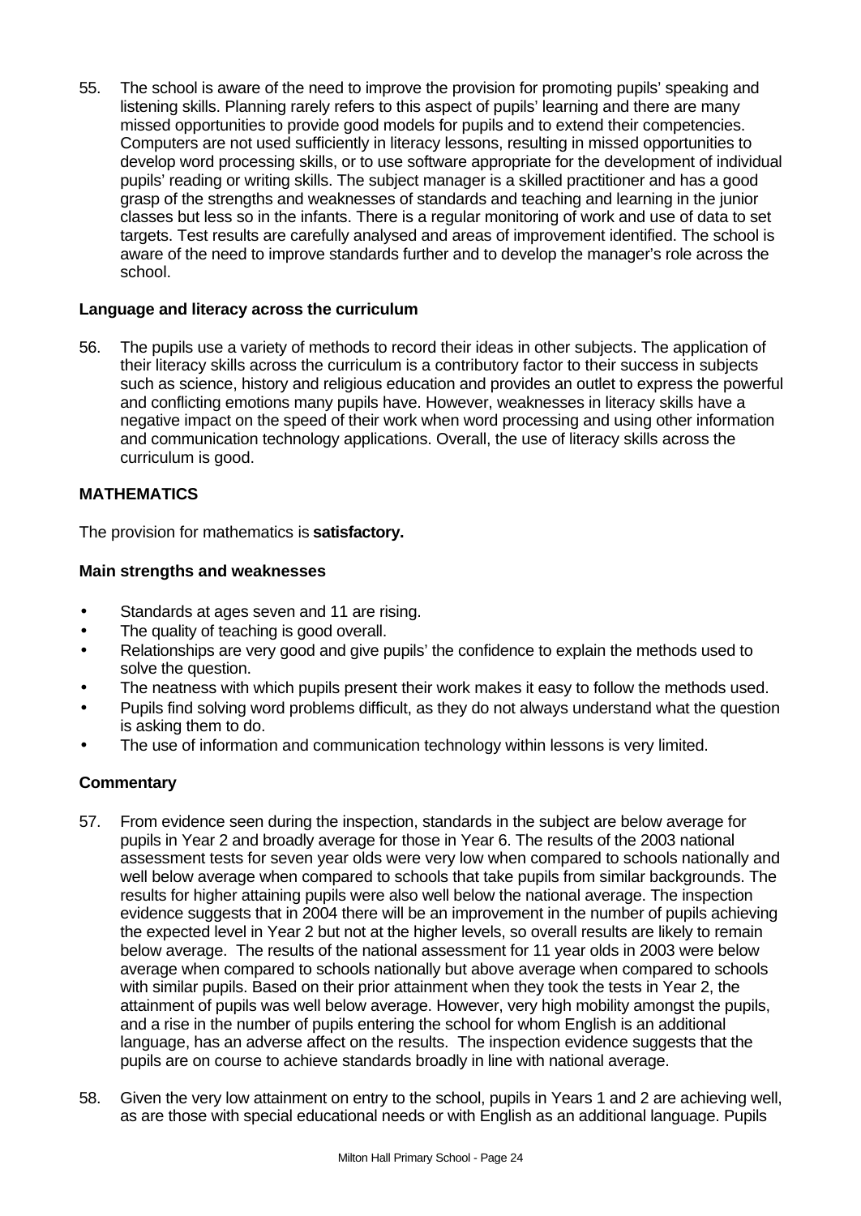55. The school is aware of the need to improve the provision for promoting pupils' speaking and listening skills. Planning rarely refers to this aspect of pupils' learning and there are many missed opportunities to provide good models for pupils and to extend their competencies. Computers are not used sufficiently in literacy lessons, resulting in missed opportunities to develop word processing skills, or to use software appropriate for the development of individual pupils' reading or writing skills. The subject manager is a skilled practitioner and has a good grasp of the strengths and weaknesses of standards and teaching and learning in the junior classes but less so in the infants. There is a regular monitoring of work and use of data to set targets. Test results are carefully analysed and areas of improvement identified. The school is aware of the need to improve standards further and to develop the manager's role across the school.

**Language and literacy across the curriculum**

56. The pupils use a variety of methods to record their ideas in other subjects. The application of their literacy skills across the curriculum is a contributory factor to their success in subjects such as science, history and religious education and provides an outlet to express the powerful and conflicting emotions many pupils have. However, weaknesses in literacy skills have a negative impact on the speed of their work when word processing and using other information and communication technology applications. Overall, the use of literacy skills across the curriculum is good.

**MATHEMATICS**

The provision for mathematics is **satisfactory.**

**Main strengths and weaknesses**

- Standards at ages seven and 11 are rising.
- The quality of teaching is good overall.
- Relationships are very good and give pupils' the confidence to explain the methods used to solve the question.
- The neatness with which pupils present their work makes it easy to follow the methods used.
- Pupils find solving word problems difficult, as they do not always understand what the question is asking them to do.
- The use of information and communication technology within lessons is very limited.

**Commentary**

57. From evidence seen during the inspection, standards in the subject are below average for pupils in Year 2 and broadly average for those in Year 6. The results of the 2003 national assessment tests for seven year olds were very low when compared to schools nationally and well below average when compared to schools that take pupils from similar backgrounds. The results for higher attaining pupils were also well below the national average. The inspection evidence suggests that in 2004 there will be an improvement in the number of pupils achieving the expected level in Year 2 but not at the higher levels, so overall results are likely to remain below average. The results of the national assessment for 11 year olds in 2003 were below average when compared to schools nationally but above average when compared to schools with similar pupils. Based on their prior attainment when they took the tests in Year 2, the attainment of pupils was well below average. However, very high mobility amongst the pupils, and a rise in the number of pupils entering the school for whom English is an additional language, has an adverse affect on the results. The inspection evidence suggests that the pupils are on course to achieve standards broadly in line with national average.

58. Given the very low attainment on entry to the school, pupils in Years 1 and 2 are achieving well, as are those with special educational needs or with English as an additional language. Pupils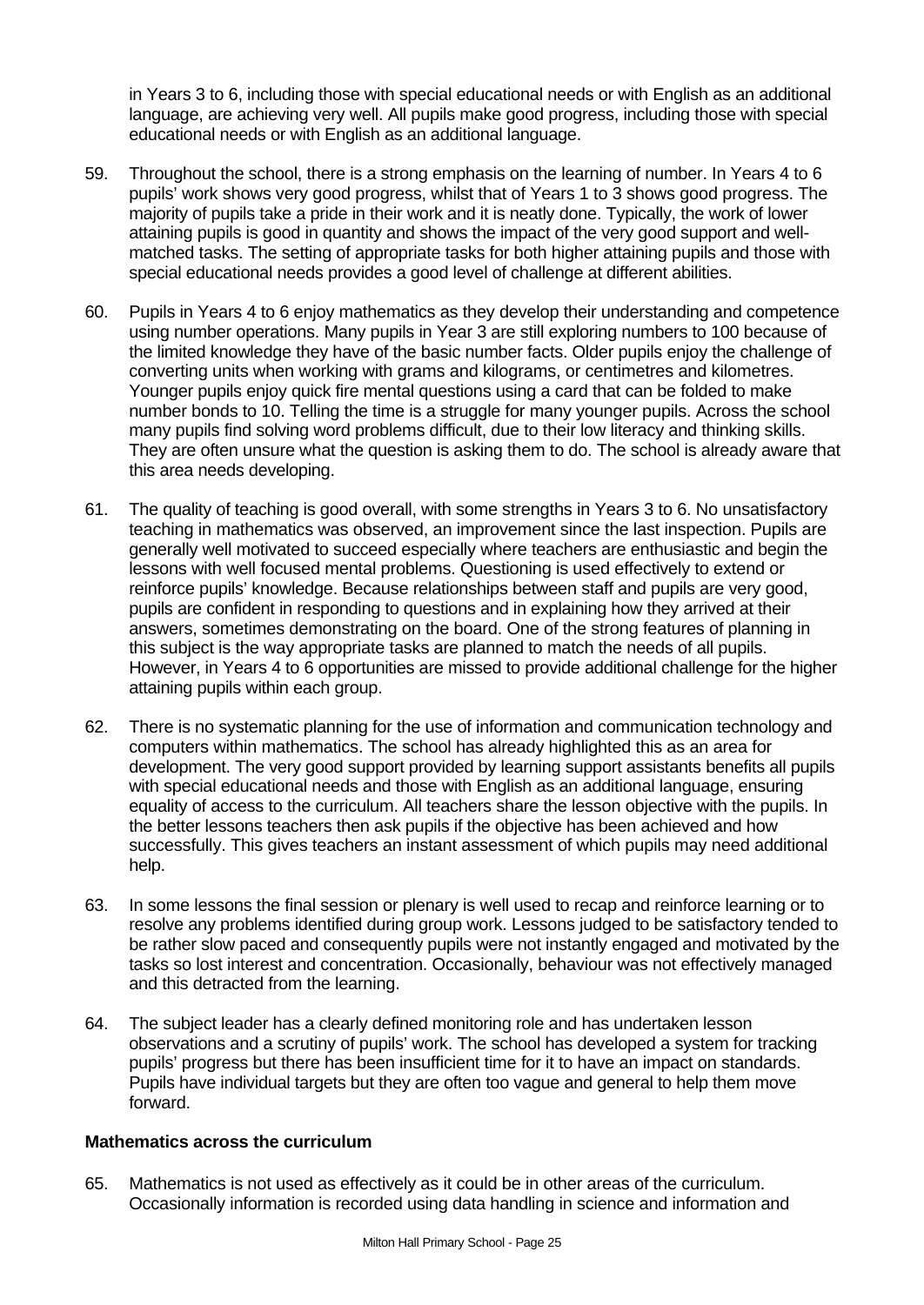in Years 3 to 6, including those with special educational needs or with English as an additional language, are achieving very well. All pupils make good progress, including those with special educational needs or with English as an additional language.

59. Throughout the school, there is a strong emphasis on the learning of number. In Years 4 to 6 pupils' work shows very good progress, whilst that of Years 1 to 3 shows good progress. The majority of pupils take a pride in their work and it is neatly done. Typically, the work of lower attaining pupils is good in quantity and shows the impact of the very good support and well-matched tasks. The setting of appropriate tasks for both higher attaining pupils and those with special educational needs provides a good level of challenge at different abilities.

60. Pupils in Years 4 to 6 enjoy mathematics as they develop their understanding and competence using number operations. Many pupils in Year 3 are still exploring numbers to 100 because of the limited knowledge they have of the basic number facts. Older pupils enjoy the challenge of converting units when working with grams and kilograms, or centimetres and kilometres. Younger pupils enjoy quick fire mental questions using a card that can be folded to make number bonds to 10. Telling the time is a struggle for many younger pupils. Across the school many pupils find solving word problems difficult, due to their low literacy and thinking skills. They are often unsure what the question is asking them to do. The school is already aware that this area needs developing.

61. The quality of teaching is good overall, with some strengths in Years 3 to 6. No unsatisfactory teaching in mathematics was observed, an improvement since the last inspection. Pupils are generally well motivated to succeed especially where teachers are enthusiastic and begin the lessons with well focused mental problems. Questioning is used effectively to extend or reinforce pupils' knowledge. Because relationships between staff and pupils are very good, pupils are confident in responding to questions and in explaining how they arrived at their answers, sometimes demonstrating on the board. One of the strong features of planning in this subject is the way appropriate tasks are planned to match the needs of all pupils. However, in Years 4 to 6 opportunities are missed to provide additional challenge for the higher attaining pupils within each group.

62. There is no systematic planning for the use of information and communication technology and computers within mathematics. The school has already highlighted this as an area for development. The very good support provided by learning support assistants benefits all pupils with special educational needs and those with English as an additional language, ensuring equality of access to the curriculum. All teachers share the lesson objective with the pupils. In the better lessons teachers then ask pupils if the objective has been achieved and how successfully. This gives teachers an instant assessment of which pupils may need additional help.

63. In some lessons the final session or plenary is well used to recap and reinforce learning or to resolve any problems identified during group work. Lessons judged to be satisfactory tended to be rather slow paced and consequently pupils were not instantly engaged and motivated by the tasks so lost interest and concentration. Occasionally, behaviour was not effectively managed and this detracted from the learning.

64. The subject leader has a clearly defined monitoring role and has undertaken lesson observations and a scrutiny of pupils' work. The school has developed a system for tracking pupils' progress but there has been insufficient time for it to have an impact on standards. Pupils have individual targets but they are often too vague and general to help them move forward.

**Mathematics across the curriculum**

65. Mathematics is not used as effectively as it could be in other areas of the curriculum. Occasionally information is recorded using data handling in science and information and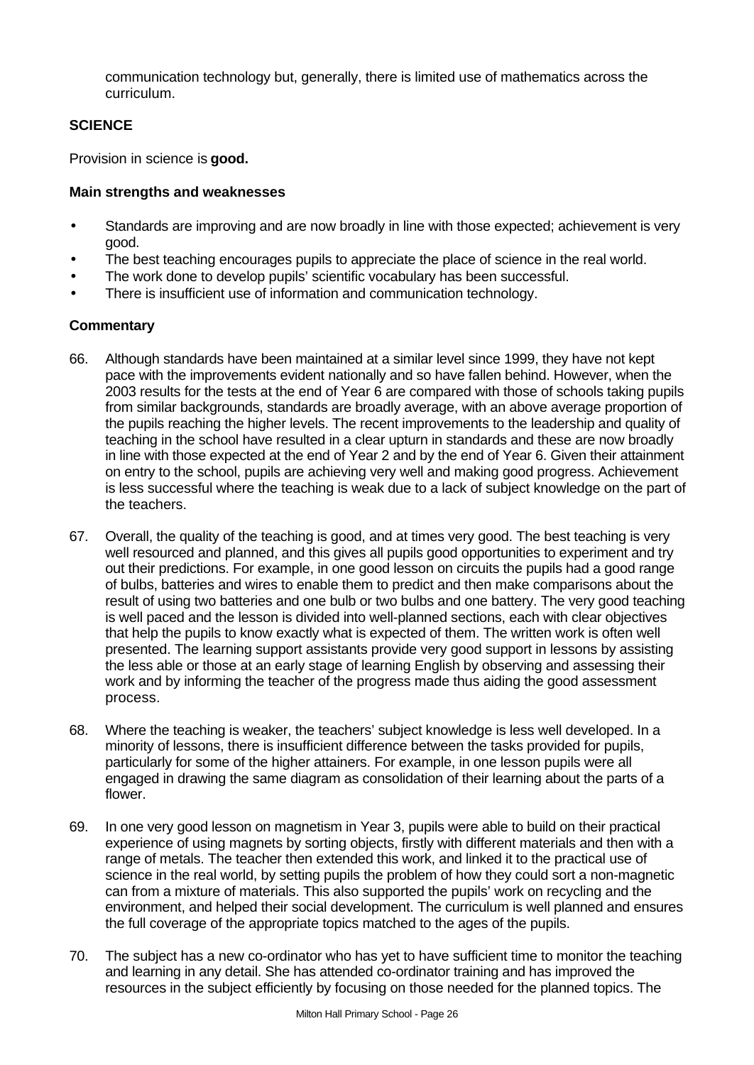communication technology but, generally, there is limited use of mathematics across the curriculum.

## SCIENCE

Provision in science is **good.**

### Main strengths and weaknesses

- Standards are improving and are now broadly in line with those expected; achievement is very good.
- The best teaching encourages pupils to appreciate the place of science in the real world.
- The work done to develop pupils' scientific vocabulary has been successful.
- There is insufficient use of information and communication technology.

### Commentary

66. Although standards have been maintained at a similar level since 1999, they have not kept pace with the improvements evident nationally and so have fallen behind. However, when the 2003 results for the tests at the end of Year 6 are compared with those of schools taking pupils from similar backgrounds, standards are broadly average, with an above average proportion of the pupils reaching the higher levels. The recent improvements to the leadership and quality of teaching in the school have resulted in a clear upturn in standards and these are now broadly in line with those expected at the end of Year 2 and by the end of Year 6. Given their attainment on entry to the school, pupils are achieving very well and making good progress. Achievement is less successful where the teaching is weak due to a lack of subject knowledge on the part of the teachers.

67. Overall, the quality of the teaching is good, and at times very good. The best teaching is very well resourced and planned, and this gives all pupils good opportunities to experiment and try out their predictions. For example, in one good lesson on circuits the pupils had a good range of bulbs, batteries and wires to enable them to predict and then make comparisons about the result of using two batteries and one bulb or two bulbs and one battery. The very good teaching is well paced and the lesson is divided into well-planned sections, each with clear objectives that help the pupils to know exactly what is expected of them. The written work is often well presented. The learning support assistants provide very good support in lessons by assisting the less able or those at an early stage of learning English by observing and assessing their work and by informing the teacher of the progress made thus aiding the good assessment process.

68. Where the teaching is weaker, the teachers' subject knowledge is less well developed. In a minority of lessons, there is insufficient difference between the tasks provided for pupils, particularly for some of the higher attainers. For example, in one lesson pupils were all engaged in drawing the same diagram as consolidation of their learning about the parts of a flower.

69. In one very good lesson on magnetism in Year 3, pupils were able to build on their practical experience of using magnets by sorting objects, firstly with different materials and then with a range of metals. The teacher then extended this work, and linked it to the practical use of science in the real world, by setting pupils the problem of how they could sort a non-magnetic can from a mixture of materials. This also supported the pupils' work on recycling and the environment, and helped their social development. The curriculum is well planned and ensures the full coverage of the appropriate topics matched to the ages of the pupils.

70. The subject has a new co-ordinator who has yet to have sufficient time to monitor the teaching and learning in any detail. She has attended co-ordinator training and has improved the resources in the subject efficiently by focusing on those needed for the planned topics. The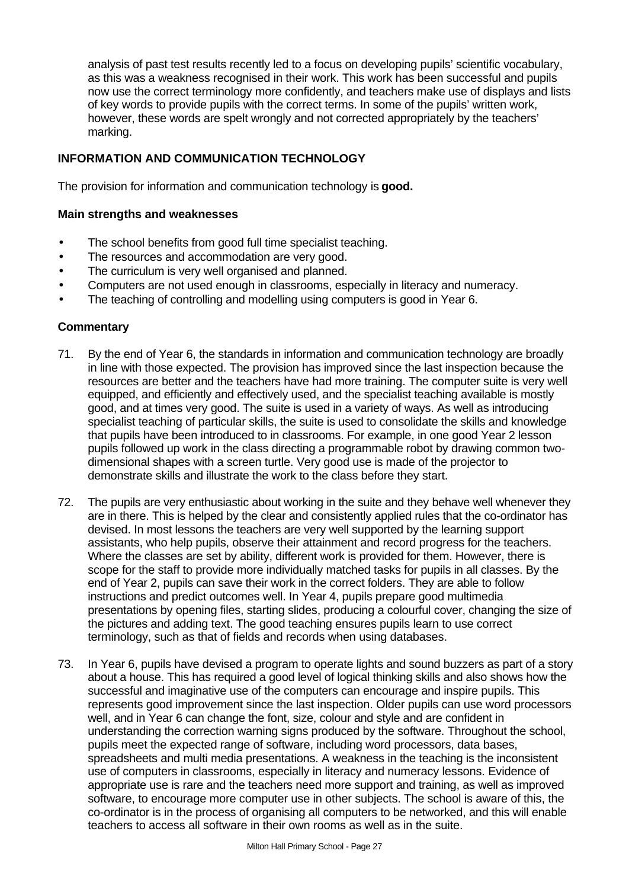analysis of past test results recently led to a focus on developing pupils' scientific vocabulary, as this was a weakness recognised in their work. This work has been successful and pupils now use the correct terminology more confidently, and teachers make use of displays and lists of key words to provide pupils with the correct terms. In some of the pupils' written work, however, these words are spelt wrongly and not corrected appropriately by the teachers' marking.

## INFORMATION AND COMMUNICATION TECHNOLOGY

The provision for information and communication technology is **good.**

### Main strengths and weaknesses

- The school benefits from good full time specialist teaching.
- The resources and accommodation are very good.
- The curriculum is very well organised and planned.
- Computers are not used enough in classrooms, especially in literacy and numeracy.
- The teaching of controlling and modelling using computers is good in Year 6.

### Commentary

71. By the end of Year 6, the standards in information and communication technology are broadly in line with those expected. The provision has improved since the last inspection because the resources are better and the teachers have had more training. The computer suite is very well equipped, and efficiently and effectively used, and the specialist teaching available is mostly good, and at times very good. The suite is used in a variety of ways. As well as introducing specialist teaching of particular skills, the suite is used to consolidate the skills and knowledge that pupils have been introduced to in classrooms. For example, in one good Year 2 lesson pupils followed up work in the class directing a programmable robot by drawing common two-dimensional shapes with a screen turtle. Very good use is made of the projector to demonstrate skills and illustrate the work to the class before they start.

72. The pupils are very enthusiastic about working in the suite and they behave well whenever they are in there. This is helped by the clear and consistently applied rules that the co-ordinator has devised. In most lessons the teachers are very well supported by the learning support assistants, who help pupils, observe their attainment and record progress for the teachers. Where the classes are set by ability, different work is provided for them. However, there is scope for the staff to provide more individually matched tasks for pupils in all classes. By the end of Year 2, pupils can save their work in the correct folders. They are able to follow instructions and predict outcomes well. In Year 4, pupils prepare good multimedia presentations by opening files, starting slides, producing a colourful cover, changing the size of the pictures and adding text. The good teaching ensures pupils learn to use correct terminology, such as that of fields and records when using databases.

73. In Year 6, pupils have devised a program to operate lights and sound buzzers as part of a story about a house. This has required a good level of logical thinking skills and also shows how the successful and imaginative use of the computers can encourage and inspire pupils. This represents good improvement since the last inspection. Older pupils can use word processors well, and in Year 6 can change the font, size, colour and style and are confident in understanding the correction warning signs produced by the software. Throughout the school, pupils meet the expected range of software, including word processors, data bases, spreadsheets and multi media presentations. A weakness in the teaching is the inconsistent use of computers in classrooms, especially in literacy and numeracy lessons. Evidence of appropriate use is rare and the teachers need more support and training, as well as improved software, to encourage more computer use in other subjects. The school is aware of this, the co-ordinator is in the process of organising all computers to be networked, and this will enable teachers to access all software in their own rooms as well as in the suite.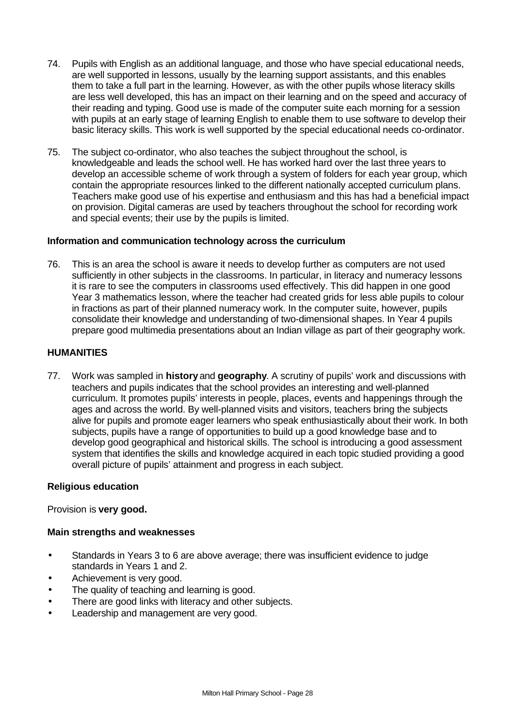74. Pupils with English as an additional language, and those who have special educational needs, are well supported in lessons, usually by the learning support assistants, and this enables them to take a full part in the learning. However, as with the other pupils whose literacy skills are less well developed, this has an impact on their learning and on the speed and accuracy of their reading and typing. Good use is made of the computer suite each morning for a session with pupils at an early stage of learning English to enable them to use software to develop their basic literacy skills. This work is well supported by the special educational needs co-ordinator.

75. The subject co-ordinator, who also teaches the subject throughout the school, is knowledgeable and leads the school well. He has worked hard over the last three years to develop an accessible scheme of work through a system of folders for each year group, which contain the appropriate resources linked to the different nationally accepted curriculum plans. Teachers make good use of his expertise and enthusiasm and this has had a beneficial impact on provision. Digital cameras are used by teachers throughout the school for recording work and special events; their use by the pupils is limited.

**Information and communication technology across the curriculum**

76. This is an area the school is aware it needs to develop further as computers are not used sufficiently in other subjects in the classrooms. In particular, in literacy and numeracy lessons it is rare to see the computers in classrooms used effectively. This did happen in one good Year 3 mathematics lesson, where the teacher had created grids for less able pupils to colour in fractions as part of their planned numeracy work. In the computer suite, however, pupils consolidate their knowledge and understanding of two-dimensional shapes. In Year 4 pupils prepare good multimedia presentations about an Indian village as part of their geography work.

## HUMANITIES

77. Work was sampled in **history** and **geography**. A scrutiny of pupils' work and discussions with teachers and pupils indicates that the school provides an interesting and well-planned curriculum. It promotes pupils' interests in people, places, events and happenings through the ages and across the world. By well-planned visits and visitors, teachers bring the subjects alive for pupils and promote eager learners who speak enthusiastically about their work. In both subjects, pupils have a range of opportunities to build up a good knowledge base and to develop good geographical and historical skills. The school is introducing a good assessment system that identifies the skills and knowledge acquired in each topic studied providing a good overall picture of pupils' attainment and progress in each subject.

**Religious education**

Provision is **very good.**

**Main strengths and weaknesses**

- Standards in Years 3 to 6 are above average; there was insufficient evidence to judge standards in Years 1 and 2.
- Achievement is very good.
- The quality of teaching and learning is good.
- There are good links with literacy and other subjects.
- Leadership and management are very good.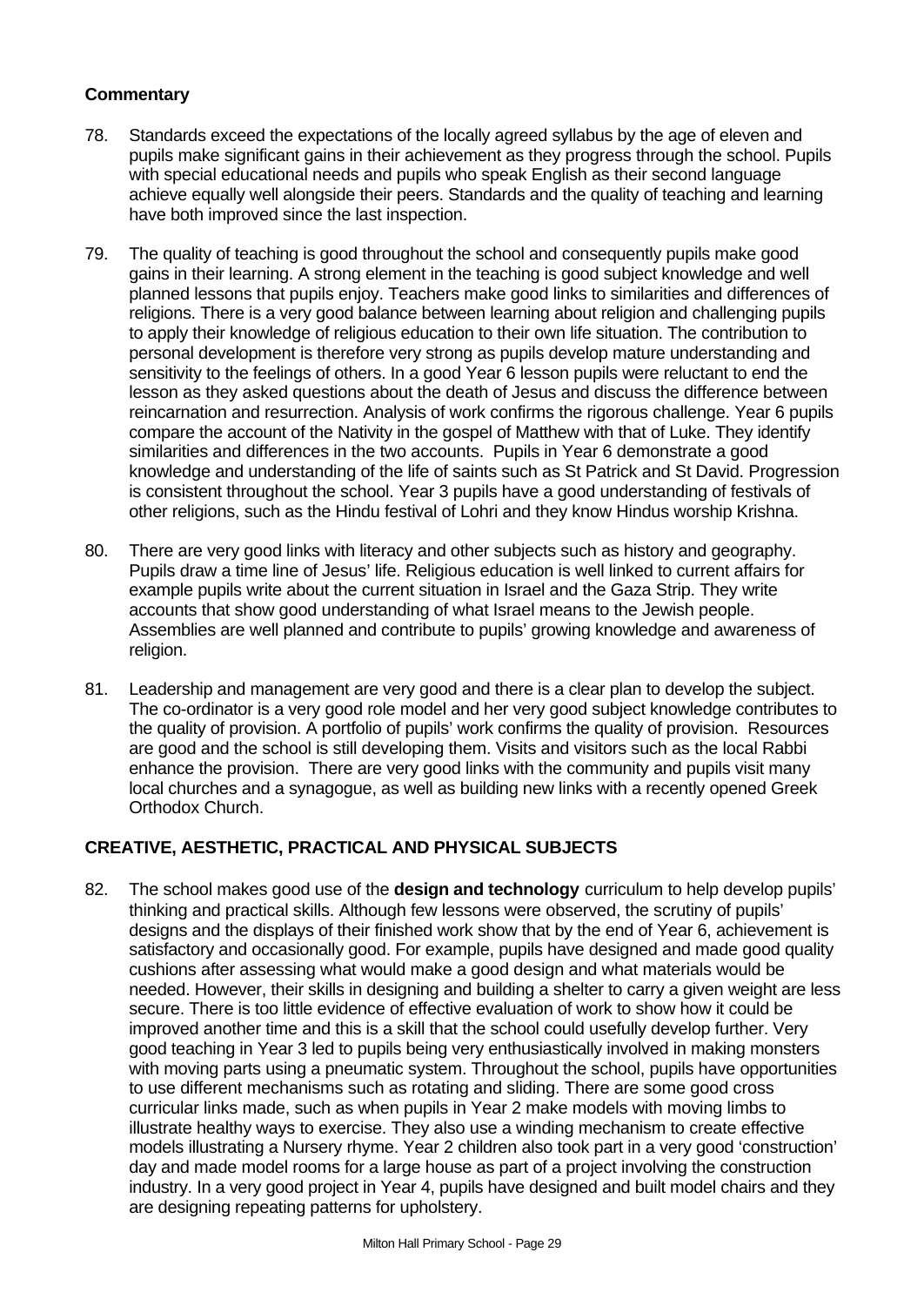**Commentary**

78. Standards exceed the expectations of the locally agreed syllabus by the age of eleven and pupils make significant gains in their achievement as they progress through the school. Pupils with special educational needs and pupils who speak English as their second language achieve equally well alongside their peers. Standards and the quality of teaching and learning have both improved since the last inspection.

79. The quality of teaching is good throughout the school and consequently pupils make good gains in their learning. A strong element in the teaching is good subject knowledge and well planned lessons that pupils enjoy. Teachers make good links to similarities and differences of religions. There is a very good balance between learning about religion and challenging pupils to apply their knowledge of religious education to their own life situation. The contribution to personal development is therefore very strong as pupils develop mature understanding and sensitivity to the feelings of others. In a good Year 6 lesson pupils were reluctant to end the lesson as they asked questions about the death of Jesus and discuss the difference between reincarnation and resurrection. Analysis of work confirms the rigorous challenge. Year 6 pupils compare the account of the Nativity in the gospel of Matthew with that of Luke. They identify similarities and differences in the two accounts. Pupils in Year 6 demonstrate a good knowledge and understanding of the life of saints such as St Patrick and St David. Progression is consistent throughout the school. Year 3 pupils have a good understanding of festivals of other religions, such as the Hindu festival of Lohri and they know Hindus worship Krishna.

80. There are very good links with literacy and other subjects such as history and geography. Pupils draw a time line of Jesus' life. Religious education is well linked to current affairs for example pupils write about the current situation in Israel and the Gaza Strip. They write accounts that show good understanding of what Israel means to the Jewish people. Assemblies are well planned and contribute to pupils' growing knowledge and awareness of religion.

81. Leadership and management are very good and there is a clear plan to develop the subject. The co-ordinator is a very good role model and her very good subject knowledge contributes to the quality of provision. A portfolio of pupils' work confirms the quality of provision. Resources are good and the school is still developing them. Visits and visitors such as the local Rabbi enhance the provision. There are very good links with the community and pupils visit many local churches and a synagogue, as well as building new links with a recently opened Greek Orthodox Church.

## CREATIVE, AESTHETIC, PRACTICAL AND PHYSICAL SUBJECTS

82. The school makes good use of the **design and technology** curriculum to help develop pupils' thinking and practical skills. Although few lessons were observed, the scrutiny of pupils' designs and the displays of their finished work show that by the end of Year 6, achievement is satisfactory and occasionally good. For example, pupils have designed and made good quality cushions after assessing what would make a good design and what materials would be needed. However, their skills in designing and building a shelter to carry a given weight are less secure. There is too little evidence of effective evaluation of work to show how it could be improved another time and this is a skill that the school could usefully develop further. Very good teaching in Year 3 led to pupils being very enthusiastically involved in making monsters with moving parts using a pneumatic system. Throughout the school, pupils have opportunities to use different mechanisms such as rotating and sliding. There are some good cross curricular links made, such as when pupils in Year 2 make models with moving limbs to illustrate healthy ways to exercise. They also use a winding mechanism to create effective models illustrating a Nursery rhyme. Year 2 children also took part in a very good 'construction' day and made model rooms for a large house as part of a project involving the construction industry. In a very good project in Year 4, pupils have designed and built model chairs and they are designing repeating patterns for upholstery.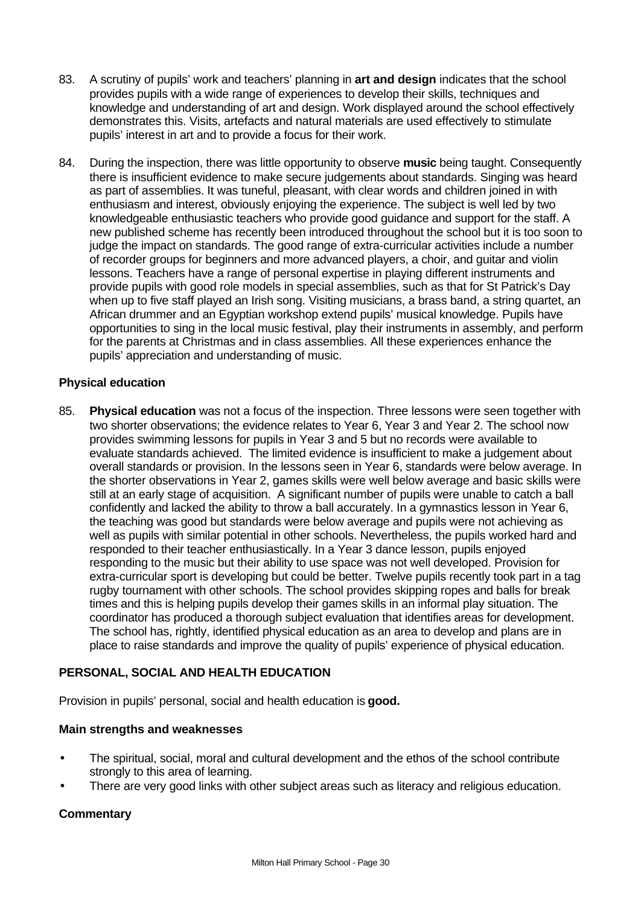83. A scrutiny of pupils' work and teachers' planning in **art and design** indicates that the school provides pupils with a wide range of experiences to develop their skills, techniques and knowledge and understanding of art and design. Work displayed around the school effectively demonstrates this. Visits, artefacts and natural materials are used effectively to stimulate pupils' interest in art and to provide a focus for their work.

84. During the inspection, there was little opportunity to observe **music** being taught. Consequently there is insufficient evidence to make secure judgements about standards. Singing was heard as part of assemblies. It was tuneful, pleasant, with clear words and children joined in with enthusiasm and interest, obviously enjoying the experience. The subject is well led by two knowledgeable enthusiastic teachers who provide good guidance and support for the staff. A new published scheme has recently been introduced throughout the school but it is too soon to judge the impact on standards. The good range of extra-curricular activities include a number of recorder groups for beginners and more advanced players, a choir, and guitar and violin lessons. Teachers have a range of personal expertise in playing different instruments and provide pupils with good role models in special assemblies, such as that for St Patrick's Day when up to five staff played an Irish song. Visiting musicians, a brass band, a string quartet, an African drummer and an Egyptian workshop extend pupils' musical knowledge. Pupils have opportunities to sing in the local music festival, play their instruments in assembly, and perform for the parents at Christmas and in class assemblies. All these experiences enhance the pupils' appreciation and understanding of music.

### Physical education

85. **Physical education** was not a focus of the inspection. Three lessons were seen together with two shorter observations; the evidence relates to Year 6, Year 3 and Year 2. The school now provides swimming lessons for pupils in Year 3 and 5 but no records were available to evaluate standards achieved. The limited evidence is insufficient to make a judgement about overall standards or provision. In the lessons seen in Year 6, standards were below average. In the shorter observations in Year 2, games skills were well below average and basic skills were still at an early stage of acquisition. A significant number of pupils were unable to catch a ball confidently and lacked the ability to throw a ball accurately. In a gymnastics lesson in Year 6, the teaching was good but standards were below average and pupils were not achieving as well as pupils with similar potential in other schools. Nevertheless, the pupils worked hard and responded to their teacher enthusiastically. In a Year 3 dance lesson, pupils enjoyed responding to the music but their ability to use space was not well developed. Provision for extra-curricular sport is developing but could be better. Twelve pupils recently took part in a tag rugby tournament with other schools. The school provides skipping ropes and balls for break times and this is helping pupils develop their games skills in an informal play situation. The coordinator has produced a thorough subject evaluation that identifies areas for development. The school has, rightly, identified physical education as an area to develop and plans are in place to raise standards and improve the quality of pupils' experience of physical education.

## PERSONAL, SOCIAL AND HEALTH EDUCATION

Provision in pupils' personal, social and health education is **good.**

### Main strengths and weaknesses

- The spiritual, social, moral and cultural development and the ethos of the school contribute strongly to this area of learning.
- There are very good links with other subject areas such as literacy and religious education.

### Commentary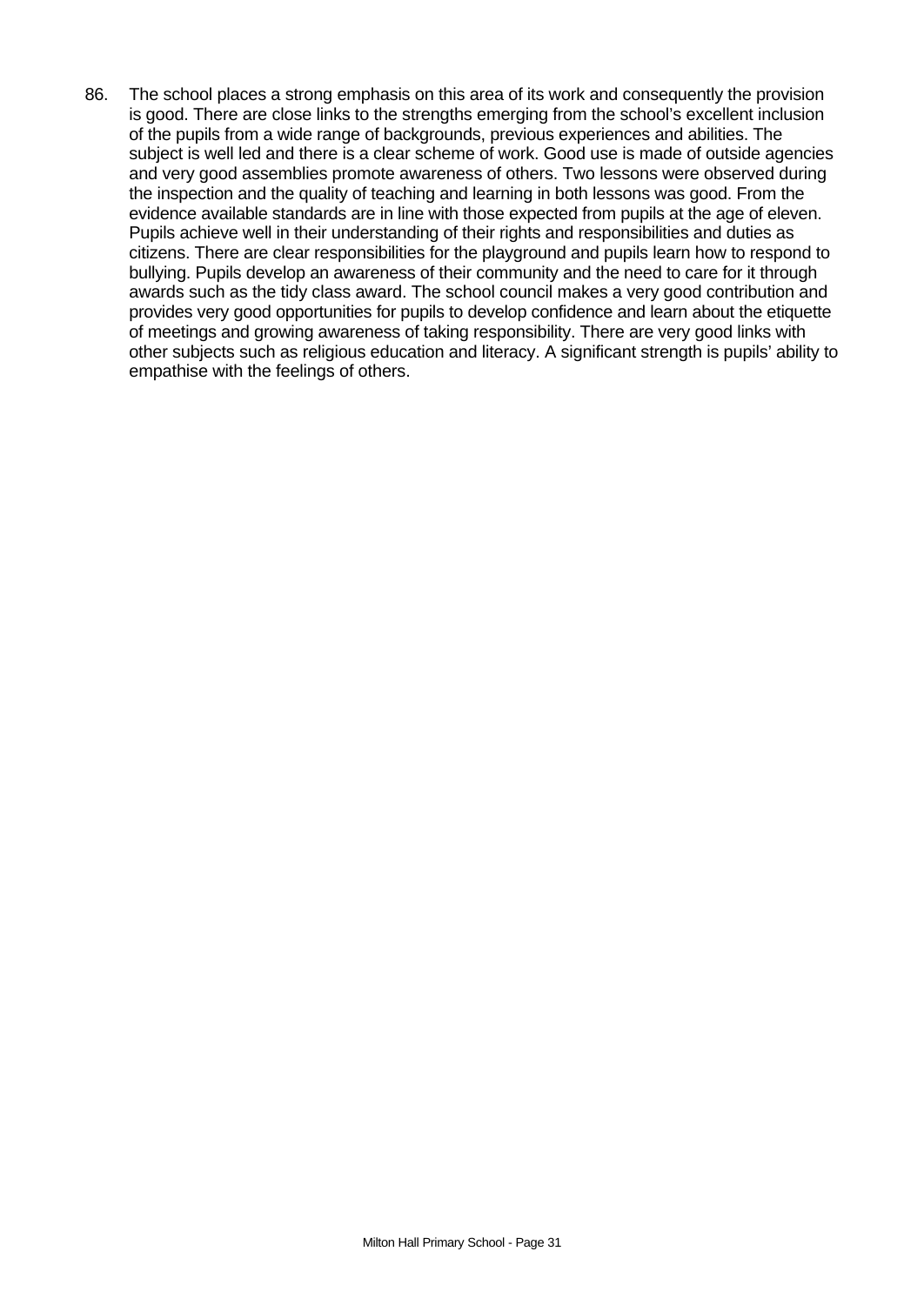86. The school places a strong emphasis on this area of its work and consequently the provision is good. There are close links to the strengths emerging from the school's excellent inclusion of the pupils from a wide range of backgrounds, previous experiences and abilities. The subject is well led and there is a clear scheme of work. Good use is made of outside agencies and very good assemblies promote awareness of others. Two lessons were observed during the inspection and the quality of teaching and learning in both lessons was good. From the evidence available standards are in line with those expected from pupils at the age of eleven. Pupils achieve well in their understanding of their rights and responsibilities and duties as citizens. There are clear responsibilities for the playground and pupils learn how to respond to bullying. Pupils develop an awareness of their community and the need to care for it through awards such as the tidy class award. The school council makes a very good contribution and provides very good opportunities for pupils to develop confidence and learn about the etiquette of meetings and growing awareness of taking responsibility. There are very good links with other subjects such as religious education and literacy. A significant strength is pupils' ability to empathise with the feelings of others.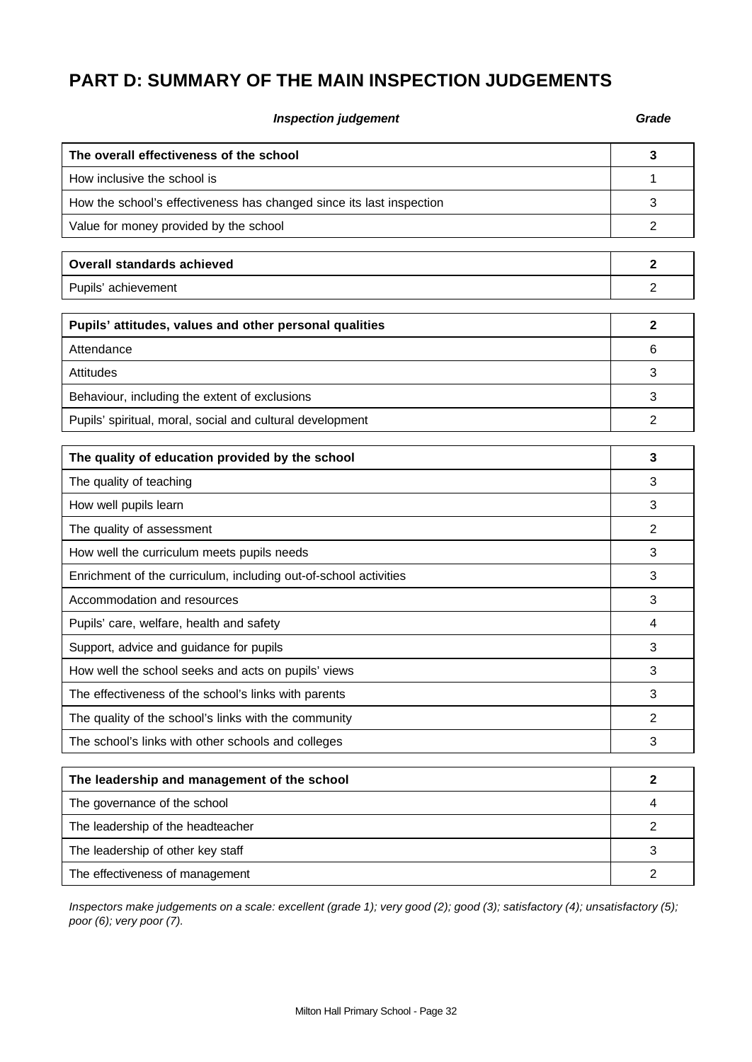# PART D: SUMMARY OF THE MAIN INSPECTION JUDGEMENTS

| *Inspection judgement* | *Grade* |
|---|---|
| **The overall effectiveness of the school** | **3** |
| How inclusive the school is | 1 |
| How the school's effectiveness has changed since its last inspection | 3 |
| Value for money provided by the school | 2 |
| **Overall standards achieved** | **2** |
| Pupils' achievement | 2 |
| **Pupils' attitudes, values and other personal qualities** | **2** |
| Attendance | 6 |
| Attitudes | 3 |
| Behaviour, including the extent of exclusions | 3 |
| Pupils' spiritual, moral, social and cultural development | 2 |
| **The quality of education provided by the school** | **3** |
| The quality of teaching | 3 |
| How well pupils learn | 3 |
| The quality of assessment | 2 |
| How well the curriculum meets pupils needs | 3 |
| Enrichment of the curriculum, including out-of-school activities | 3 |
| Accommodation and resources | 3 |
| Pupils' care, welfare, health and safety | 4 |
| Support, advice and guidance for pupils | 3 |
| How well the school seeks and acts on pupils' views | 3 |
| The effectiveness of the school's links with parents | 3 |
| The quality of the school's links with the community | 2 |
| The school's links with other schools and colleges | 3 |
| **The leadership and management of the school** | **2** |
| The governance of the school | 4 |
| The leadership of the headteacher | 2 |
| The leadership of other key staff | 3 |
| The effectiveness of management | 2 |

*Inspectors make judgements on a scale: excellent (grade 1); very good (2); good (3); satisfactory (4); unsatisfactory (5); poor (6); very poor (7).*